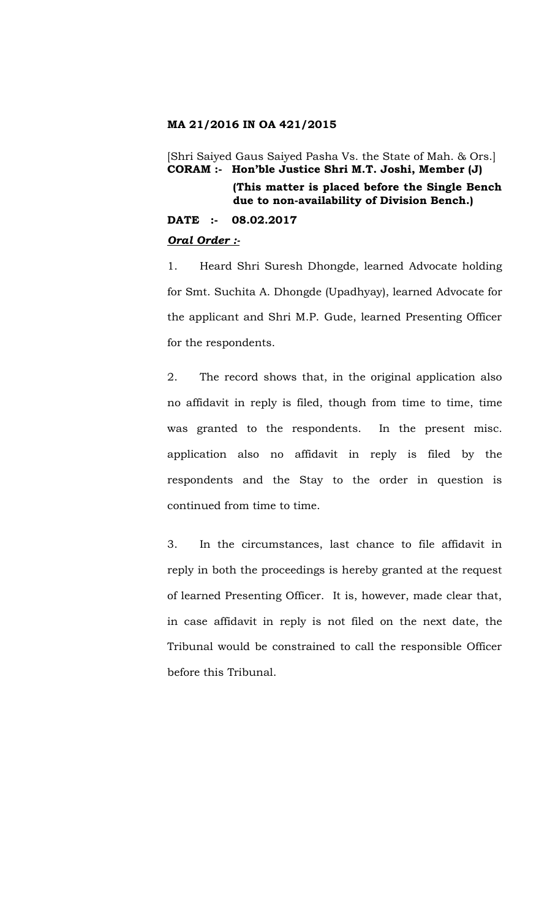**MA 21/2016 IN OA 421/2015**

[Shri Saiyed Gaus Saiyed Pasha Vs. the State of Mah. & Ors.]
**CORAM :- Hon'ble Justice Shri M.T. Joshi, Member (J)**

**(This matter is placed before the Single Bench due to non-availability of Division Bench.)**

**DATE :- 08.02.2017**

***Oral Order :-***

1. Heard Shri Suresh Dhongde, learned Advocate holding for Smt. Suchita A. Dhongde (Upadhyay), learned Advocate for the applicant and Shri M.P. Gude, learned Presenting Officer for the respondents.

2. The record shows that, in the original application also no affidavit in reply is filed, though from time to time, time was granted to the respondents. In the present misc. application also no affidavit in reply is filed by the respondents and the Stay to the order in question is continued from time to time.

3. In the circumstances, last chance to file affidavit in reply in both the proceedings is hereby granted at the request of learned Presenting Officer. It is, however, made clear that, in case affidavit in reply is not filed on the next date, the Tribunal would be constrained to call the responsible Officer before this Tribunal.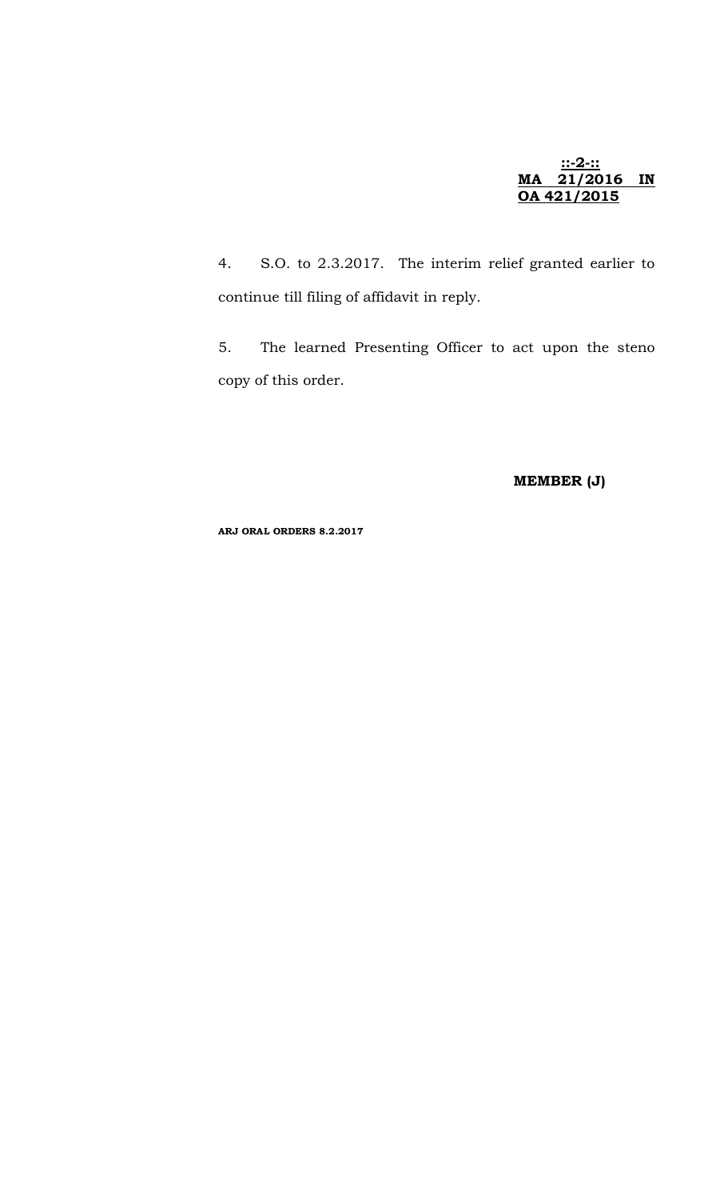4. S.O. to 2.3.2017. The interim relief granted earlier to continue till filing of affidavit in reply.

5. The learned Presenting Officer to act upon the steno copy of this order.

**MEMBER (J)**

**ARJ ORAL ORDERS 8.2.2017**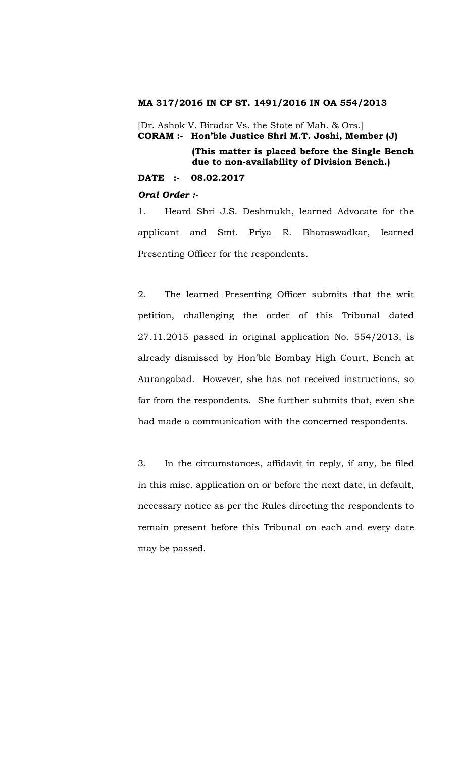**MA 317/2016 IN CP ST. 1491/2016 IN OA 554/2013**

[Dr. Ashok V. Biradar Vs. the State of Mah. & Ors.]

**CORAM :- Hon'ble Justice Shri M.T. Joshi, Member (J)**

**(This matter is placed before the Single Bench due to non-availability of Division Bench.)**

**DATE :- 08.02.2017**

***Oral Order :-***

1. Heard Shri J.S. Deshmukh, learned Advocate for the applicant and Smt. Priya R. Bharaswadkar, learned Presenting Officer for the respondents.

2. The learned Presenting Officer submits that the writ petition, challenging the order of this Tribunal dated 27.11.2015 passed in original application No. 554/2013, is already dismissed by Hon'ble Bombay High Court, Bench at Aurangabad. However, she has not received instructions, so far from the respondents. She further submits that, even she had made a communication with the concerned respondents.

3. In the circumstances, affidavit in reply, if any, be filed in this misc. application on or before the next date, in default, necessary notice as per the Rules directing the respondents to remain present before this Tribunal on each and every date may be passed.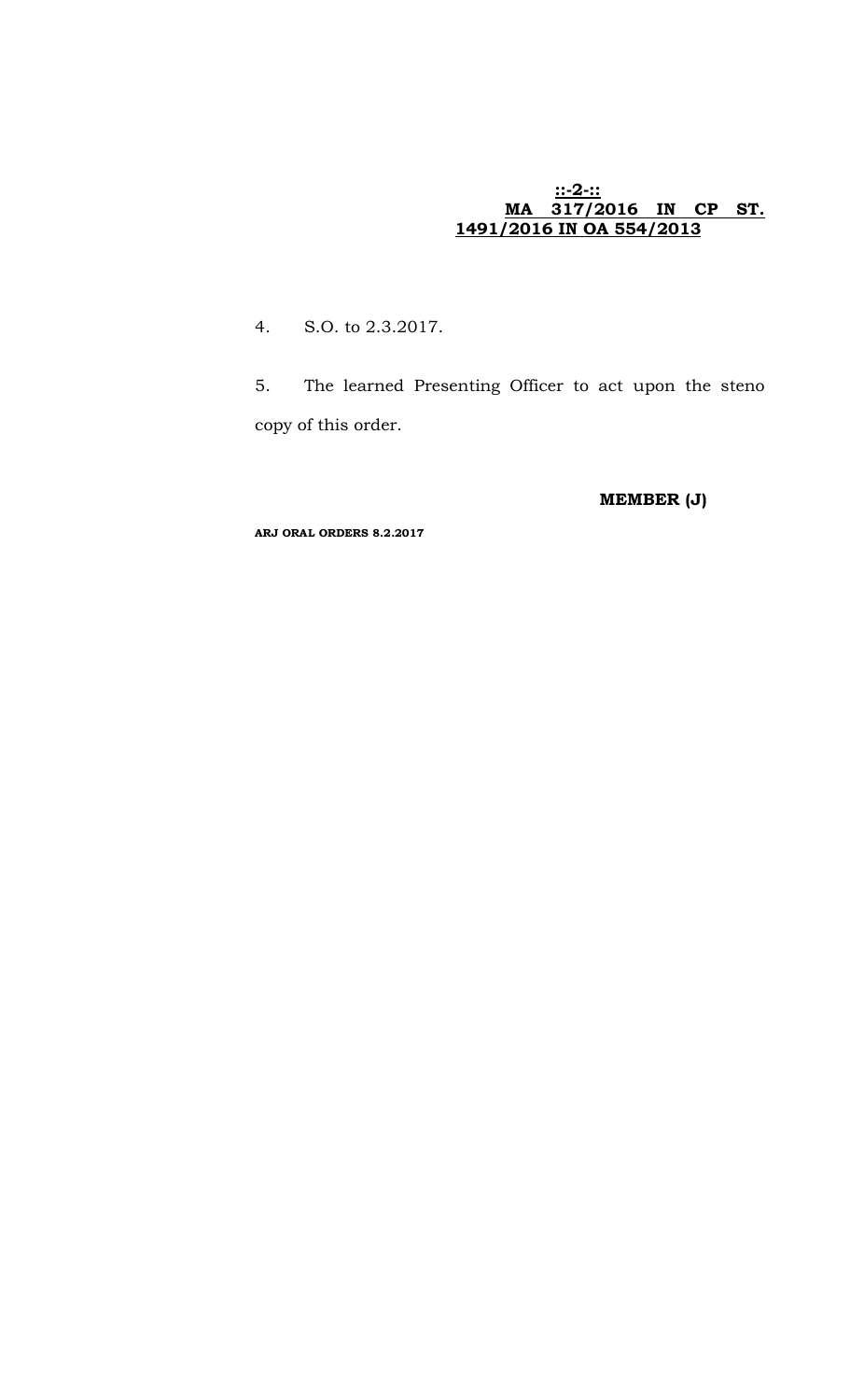**MA 317/2016 IN CP ST. 1491/2016 IN OA 554/2013**

4. S.O. to 2.3.2017.

5. The learned Presenting Officer to act upon the steno copy of this order.

**MEMBER (J)**

**ARJ ORAL ORDERS 8.2.2017**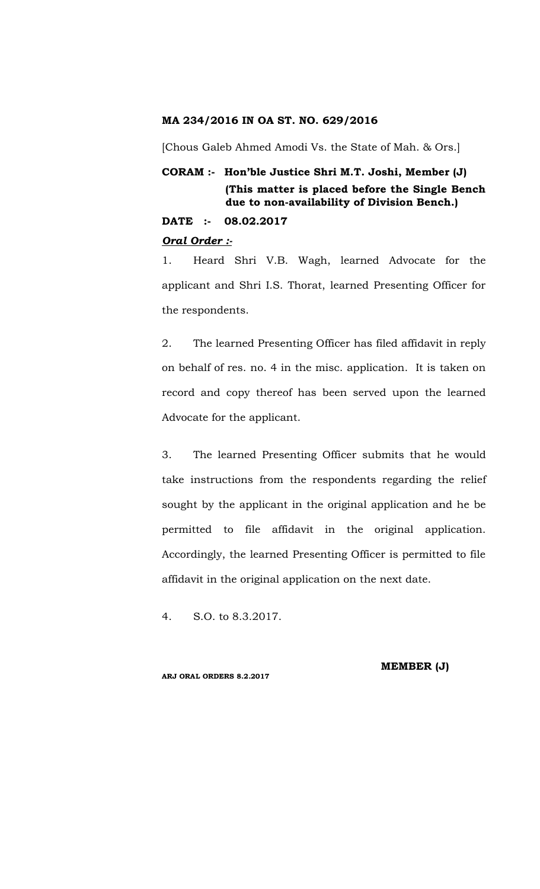**MA 234/2016 IN OA ST. NO. 629/2016**

[Chous Galeb Ahmed Amodi Vs. the State of Mah. & Ors.]

**CORAM :- Hon'ble Justice Shri M.T. Joshi, Member (J)**
**(This matter is placed before the Single Bench due to non-availability of Division Bench.)**

**DATE :- 08.02.2017**

***Oral Order :-***

1. Heard Shri V.B. Wagh, learned Advocate for the applicant and Shri I.S. Thorat, learned Presenting Officer for the respondents.

2. The learned Presenting Officer has filed affidavit in reply on behalf of res. no. 4 in the misc. application. It is taken on record and copy thereof has been served upon the learned Advocate for the applicant.

3. The learned Presenting Officer submits that he would take instructions from the respondents regarding the relief sought by the applicant in the original application and he be permitted to file affidavit in the original application. Accordingly, the learned Presenting Officer is permitted to file affidavit in the original application on the next date.

4. S.O. to 8.3.2017.

**MEMBER (J)**

**ARJ ORAL ORDERS 8.2.2017**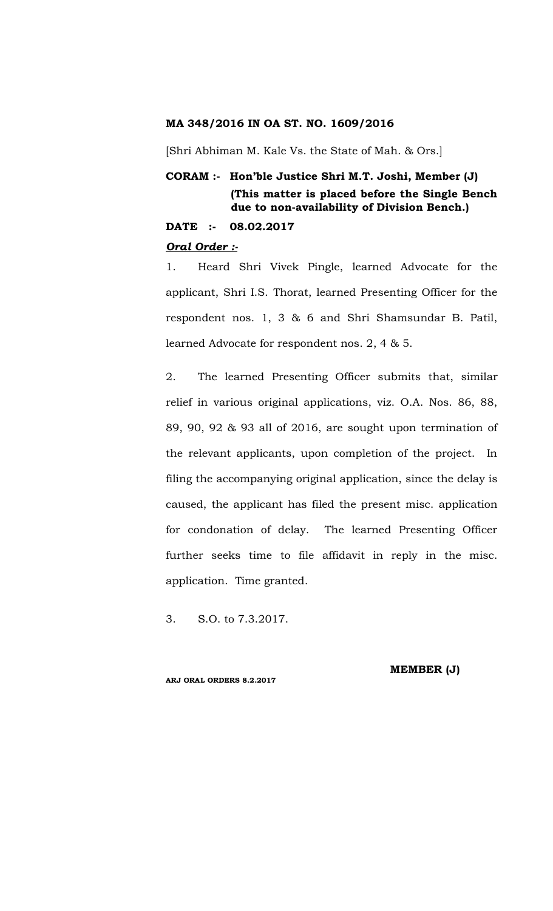**MA 348/2016 IN OA ST. NO. 1609/2016**

[Shri Abhiman M. Kale Vs. the State of Mah. & Ors.]

**CORAM :- Hon'ble Justice Shri M.T. Joshi, Member (J)**
**(This matter is placed before the Single Bench due to non-availability of Division Bench.)**

**DATE :- 08.02.2017**

***Oral Order :-***

1. Heard Shri Vivek Pingle, learned Advocate for the applicant, Shri I.S. Thorat, learned Presenting Officer for the respondent nos. 1, 3 & 6 and Shri Shamsundar B. Patil, learned Advocate for respondent nos. 2, 4 & 5.

2. The learned Presenting Officer submits that, similar relief in various original applications, viz. O.A. Nos. 86, 88, 89, 90, 92 & 93 all of 2016, are sought upon termination of the relevant applicants, upon completion of the project. In filing the accompanying original application, since the delay is caused, the applicant has filed the present misc. application for condonation of delay. The learned Presenting Officer further seeks time to file affidavit in reply in the misc. application. Time granted.

3. S.O. to 7.3.2017.

**MEMBER (J)**

**ARJ ORAL ORDERS 8.2.2017**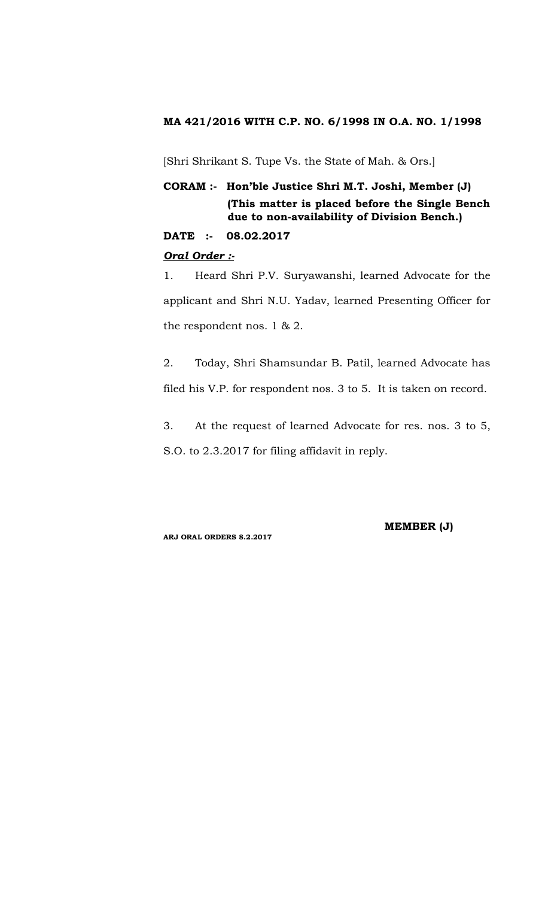**MA 421/2016 WITH C.P. NO. 6/1998 IN O.A. NO. 1/1998**

[Shri Shrikant S. Tupe Vs. the State of Mah. & Ors.]

**CORAM :- Hon'ble Justice Shri M.T. Joshi, Member (J)**
**(This matter is placed before the Single Bench due to non-availability of Division Bench.)**

**DATE :- 08.02.2017**

***Oral Order :-***

1. Heard Shri P.V. Suryawanshi, learned Advocate for the applicant and Shri N.U. Yadav, learned Presenting Officer for the respondent nos. 1 & 2.

2. Today, Shri Shamsundar B. Patil, learned Advocate has filed his V.P. for respondent nos. 3 to 5. It is taken on record.

3. At the request of learned Advocate for res. nos. 3 to 5, S.O. to 2.3.2017 for filing affidavit in reply.

**MEMBER (J)**

**ARJ ORAL ORDERS 8.2.2017**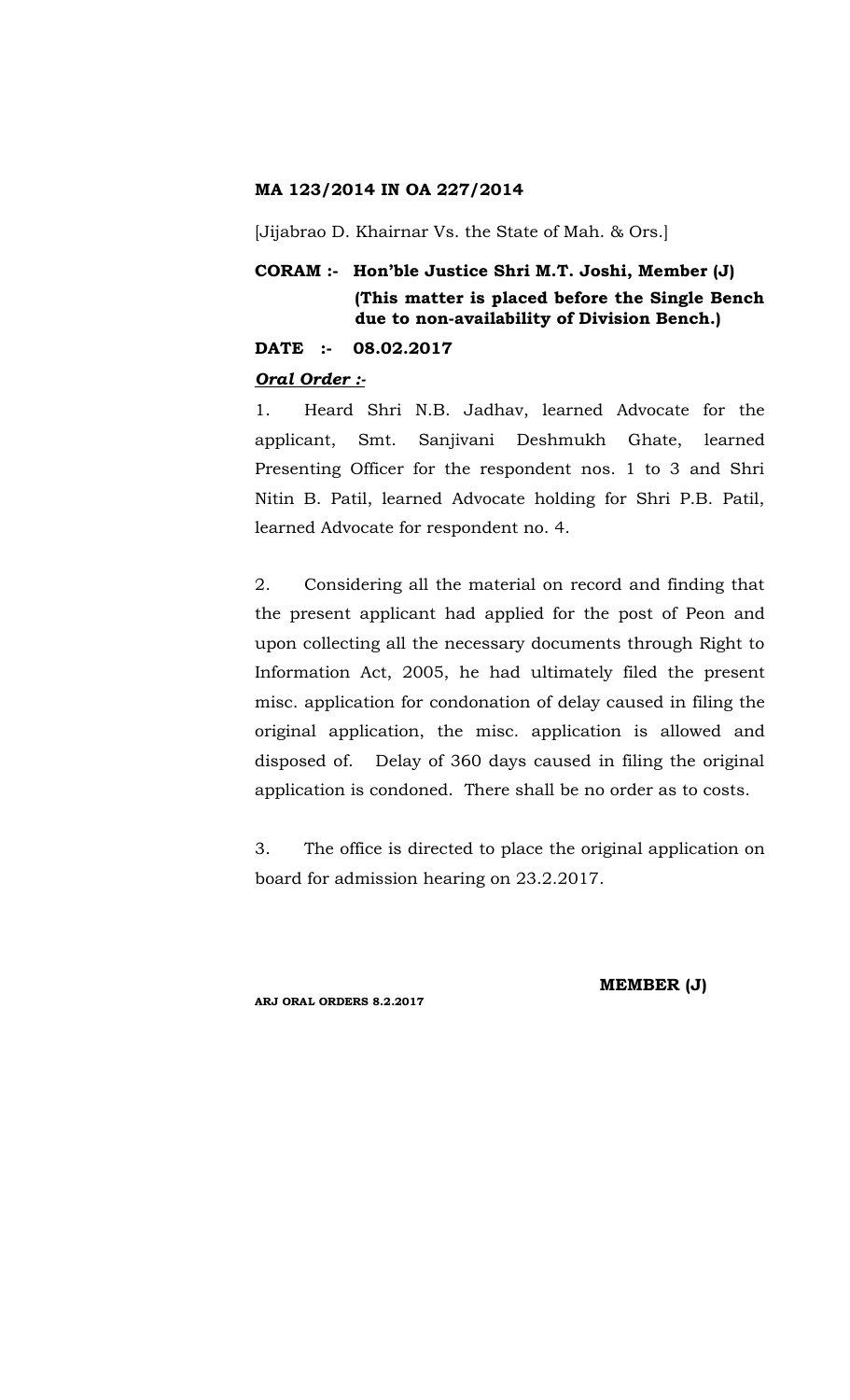**MA 123/2014 IN OA 227/2014**

[Jijabrao D. Khairnar Vs. the State of Mah. & Ors.]

**CORAM :- Hon'ble Justice Shri M.T. Joshi, Member (J)**
**(This matter is placed before the Single Bench due to non-availability of Division Bench.)**

**DATE :- 08.02.2017**

***Oral Order :-***

1. Heard Shri N.B. Jadhav, learned Advocate for the applicant, Smt. Sanjivani Deshmukh Ghate, learned Presenting Officer for the respondent nos. 1 to 3 and Shri Nitin B. Patil, learned Advocate holding for Shri P.B. Patil, learned Advocate for respondent no. 4.

2. Considering all the material on record and finding that the present applicant had applied for the post of Peon and upon collecting all the necessary documents through Right to Information Act, 2005, he had ultimately filed the present misc. application for condonation of delay caused in filing the original application, the misc. application is allowed and disposed of. Delay of 360 days caused in filing the original application is condoned. There shall be no order as to costs.

3. The office is directed to place the original application on board for admission hearing on 23.2.2017.

**MEMBER (J)**

**ARJ ORAL ORDERS 8.2.2017**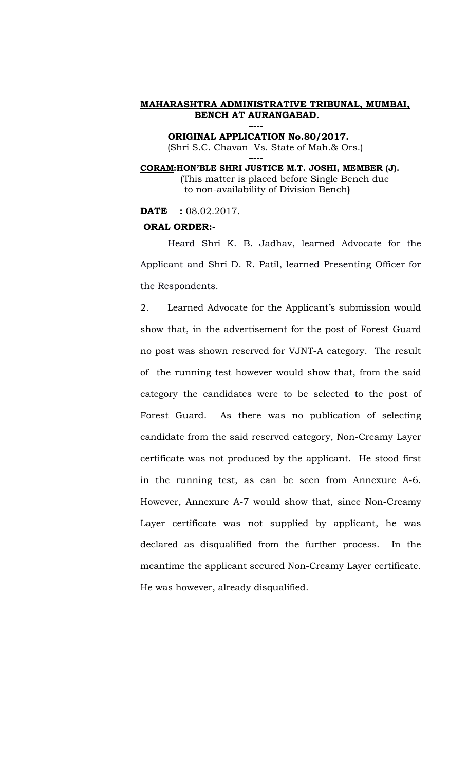**MAHARASHTRA ADMINISTRATIVE TRIBUNAL, MUMBAI, BENCH AT AURANGABAD.**

----

**ORIGINAL APPLICATION No.80/2017.**

(Shri S.C. Chavan Vs. State of Mah.& Ors.)

----

**CORAM:HON'BLE SHRI JUSTICE M.T. JOSHI, MEMBER (J).**

(This matter is placed before Single Bench due to non-availability of Division Bench**)**

**DATE :** 08.02.2017.

**ORAL ORDER:-**

Heard Shri K. B. Jadhav, learned Advocate for the Applicant and Shri D. R. Patil, learned Presenting Officer for the Respondents.

2. Learned Advocate for the Applicant's submission would show that, in the advertisement for the post of Forest Guard no post was shown reserved for VJNT-A category. The result of the running test however would show that, from the said category the candidates were to be selected to the post of Forest Guard. As there was no publication of selecting candidate from the said reserved category, Non-Creamy Layer certificate was not produced by the applicant. He stood first in the running test, as can be seen from Annexure A-6. However, Annexure A-7 would show that, since Non-Creamy Layer certificate was not supplied by applicant, he was declared as disqualified from the further process. In the meantime the applicant secured Non-Creamy Layer certificate. He was however, already disqualified.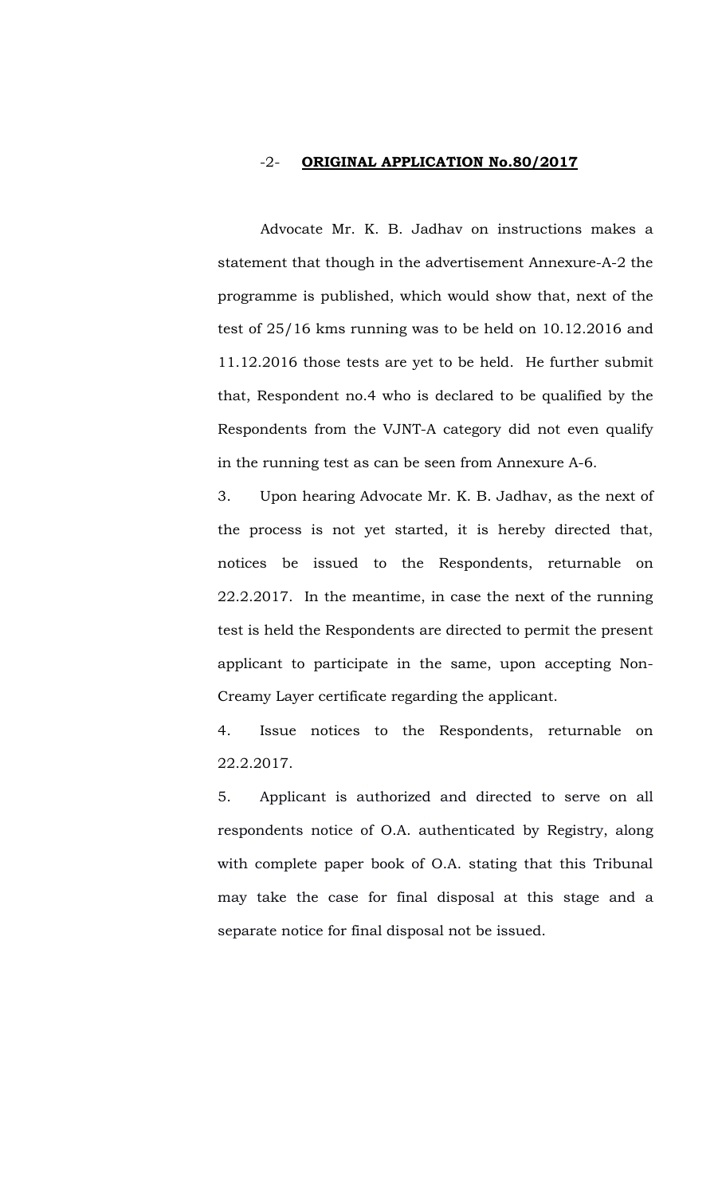Advocate Mr. K. B. Jadhav on instructions makes a statement that though in the advertisement Annexure-A-2 the programme is published, which would show that, next of the test of 25/16 kms running was to be held on 10.12.2016 and 11.12.2016 those tests are yet to be held. He further submit that, Respondent no.4 who is declared to be qualified by the Respondents from the VJNT-A category did not even qualify in the running test as can be seen from Annexure A-6.

3. Upon hearing Advocate Mr. K. B. Jadhav, as the next of the process is not yet started, it is hereby directed that, notices be issued to the Respondents, returnable on 22.2.2017. In the meantime, in case the next of the running test is held the Respondents are directed to permit the present applicant to participate in the same, upon accepting Non-Creamy Layer certificate regarding the applicant.

4. Issue notices to the Respondents, returnable on 22.2.2017.

5. Applicant is authorized and directed to serve on all respondents notice of O.A. authenticated by Registry, along with complete paper book of O.A. stating that this Tribunal may take the case for final disposal at this stage and a separate notice for final disposal not be issued.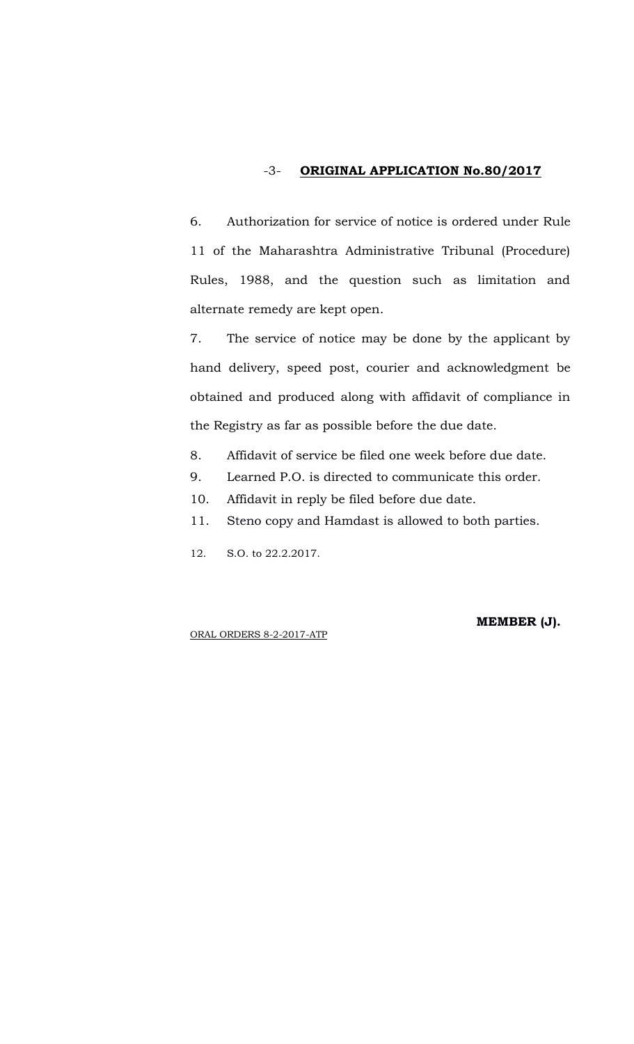-3- **ORIGINAL APPLICATION No.80/2017**

6. Authorization for service of notice is ordered under Rule 11 of the Maharashtra Administrative Tribunal (Procedure) Rules, 1988, and the question such as limitation and alternate remedy are kept open.

7. The service of notice may be done by the applicant by hand delivery, speed post, courier and acknowledgment be obtained and produced along with affidavit of compliance in the Registry as far as possible before the due date.

8. Affidavit of service be filed one week before due date.

9. Learned P.O. is directed to communicate this order.

10. Affidavit in reply be filed before due date.

11. Steno copy and Hamdast is allowed to both parties.

12. S.O. to 22.2.2017.

**MEMBER (J).**

ORAL ORDERS 8-2-2017-ATP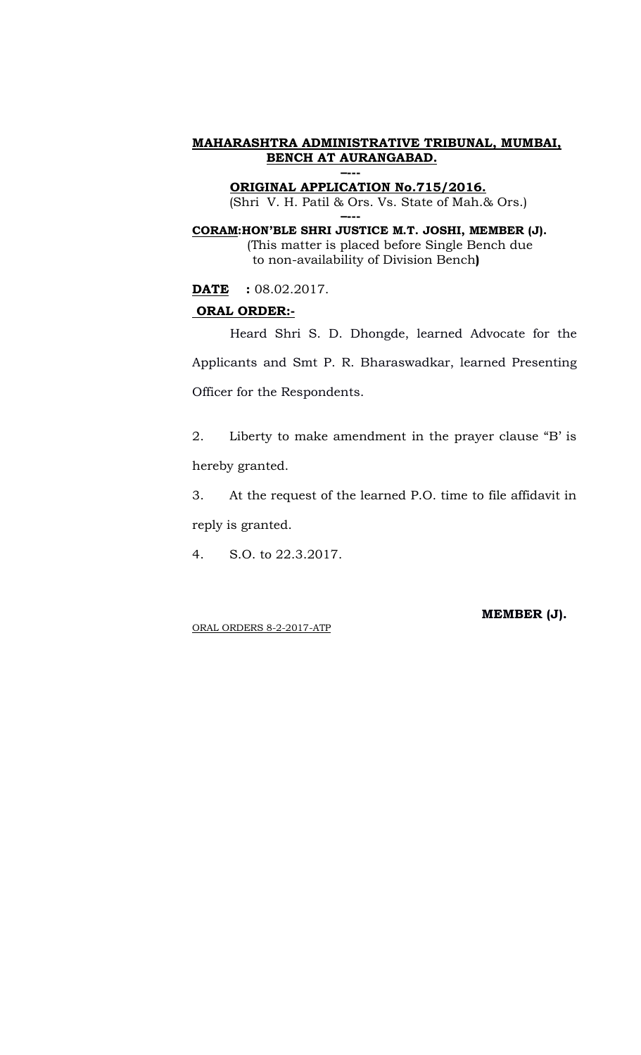**MAHARASHTRA ADMINISTRATIVE TRIBUNAL, MUMBAI, BENCH AT AURANGABAD.**

---

**ORIGINAL APPLICATION No.715/2016.**

(Shri V. H. Patil & Ors. Vs. State of Mah.& Ors.)

---

**CORAM:HON'BLE SHRI JUSTICE M.T. JOSHI, MEMBER (J).**
(This matter is placed before Single Bench due to non-availability of Division Bench**)**

**DATE :** 08.02.2017.

**ORAL ORDER:-**

Heard Shri S. D. Dhongde, learned Advocate for the Applicants and Smt P. R. Bharaswadkar, learned Presenting Officer for the Respondents.

2. Liberty to make amendment in the prayer clause "B' is hereby granted.

3. At the request of the learned P.O. time to file affidavit in reply is granted.

4. S.O. to 22.3.2017.

**MEMBER (J).**

ORAL ORDERS 8-2-2017-ATP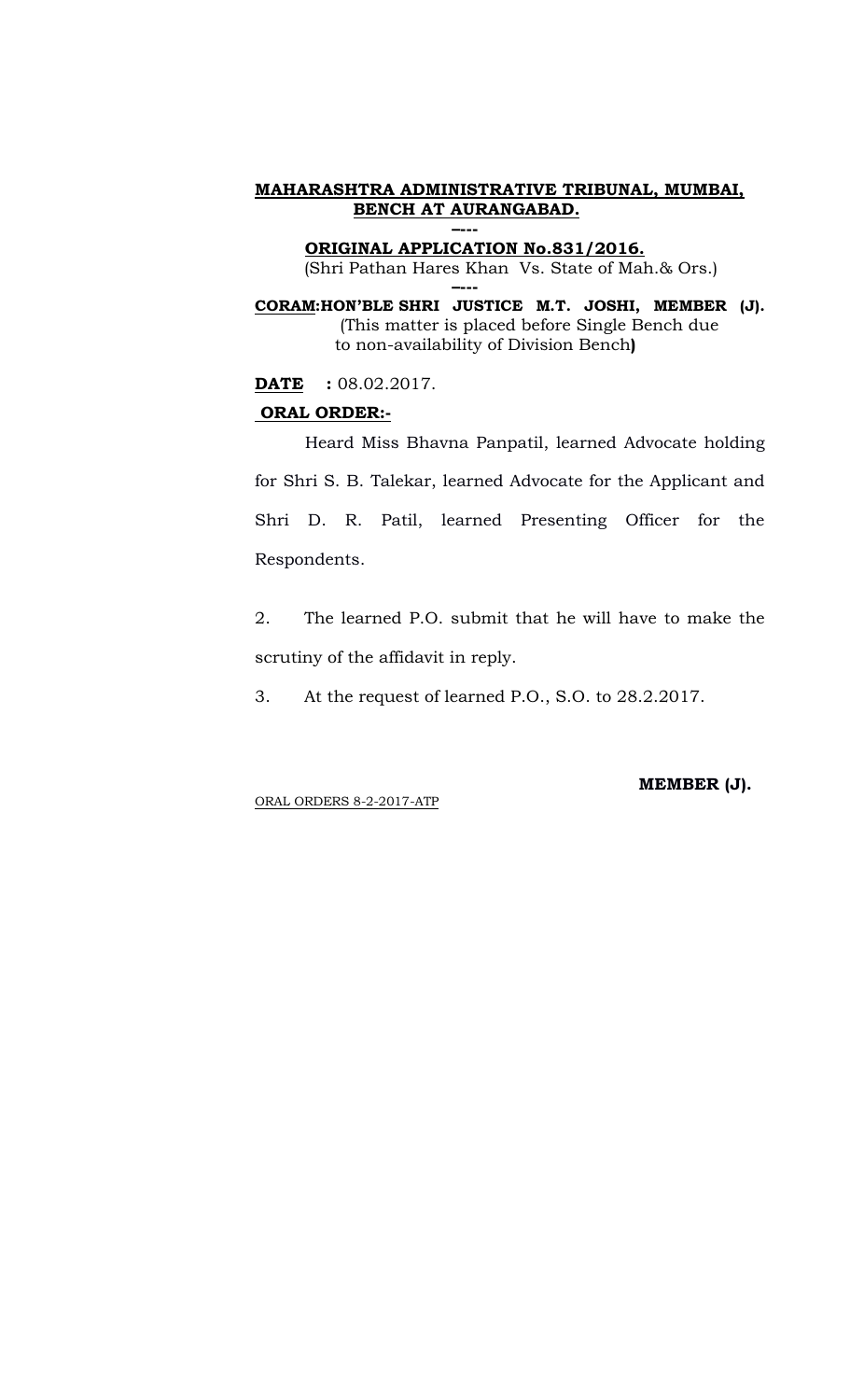**MAHARASHTRA ADMINISTRATIVE TRIBUNAL, MUMBAI, BENCH AT AURANGABAD.**

----

**ORIGINAL APPLICATION No.831/2016.**

(Shri Pathan Hares Khan Vs. State of Mah.& Ors.)

----

**CORAM:HON'BLE SHRI JUSTICE M.T. JOSHI, MEMBER (J).**
(This matter is placed before Single Bench due to non-availability of Division Bench**)**

**DATE : 08.02.2017.**

**ORAL ORDER:-**

Heard Miss Bhavna Panpatil, learned Advocate holding for Shri S. B. Talekar, learned Advocate for the Applicant and Shri D. R. Patil, learned Presenting Officer for the Respondents.

2. The learned P.O. submit that he will have to make the scrutiny of the affidavit in reply.

3. At the request of learned P.O., S.O. to 28.2.2017.

**MEMBER (J).**

ORAL ORDERS 8-2-2017-ATP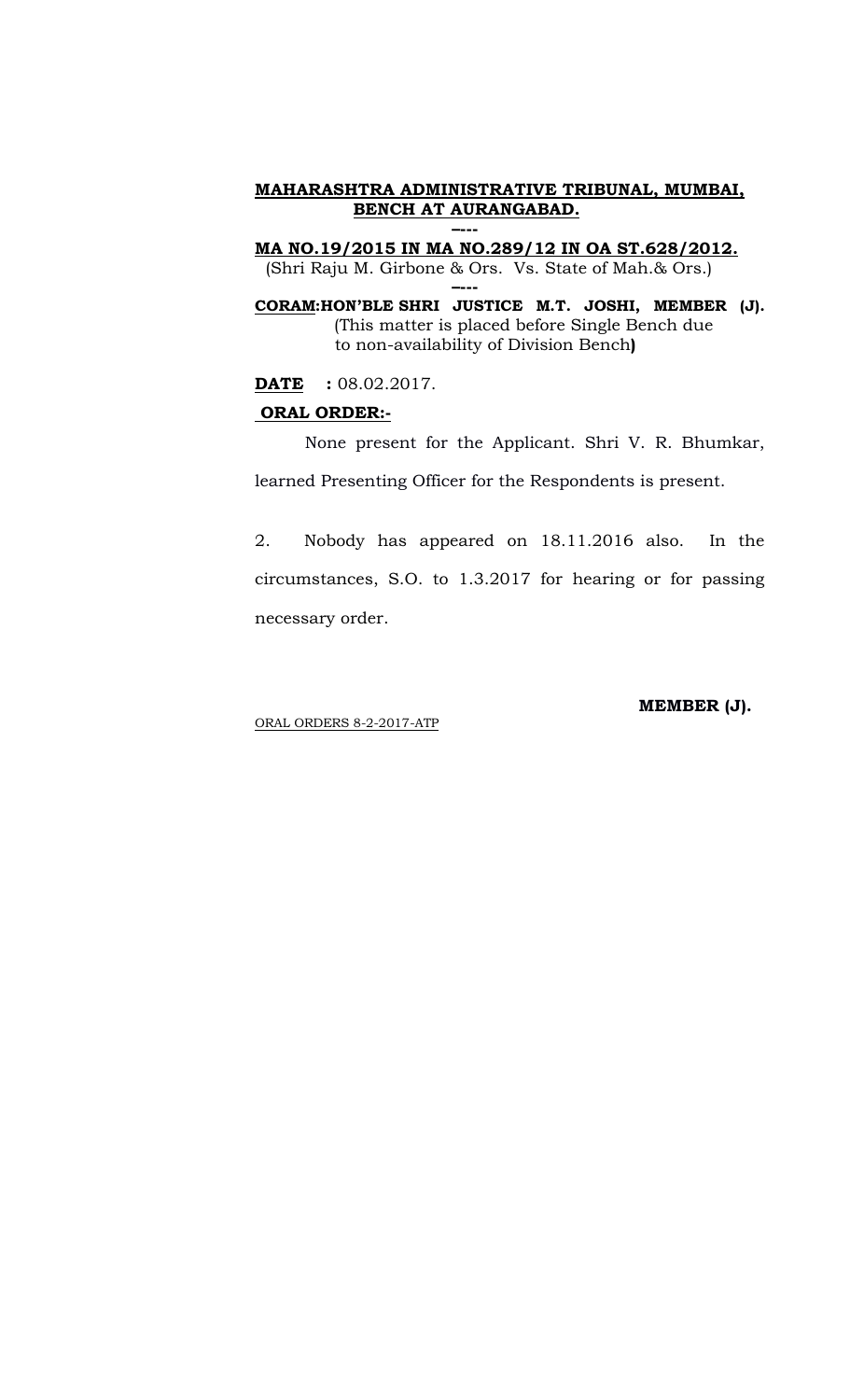**MAHARASHTRA ADMINISTRATIVE TRIBUNAL, MUMBAI, BENCH AT AURANGABAD.**

----

**MA NO.19/2015 IN MA NO.289/12 IN OA ST.628/2012.**

(Shri Raju M. Girbone & Ors. Vs. State of Mah.& Ors.)

----

**CORAM:HON'BLE SHRI JUSTICE M.T. JOSHI, MEMBER (J).**
(This matter is placed before Single Bench due to non-availability of Division Bench**)**

**DATE :** 08.02.2017.

**ORAL ORDER:-**

None present for the Applicant. Shri V. R. Bhumkar, learned Presenting Officer for the Respondents is present.

2. Nobody has appeared on 18.11.2016 also. In the circumstances, S.O. to 1.3.2017 for hearing or for passing necessary order.

**MEMBER (J).**

ORAL ORDERS 8-2-2017-ATP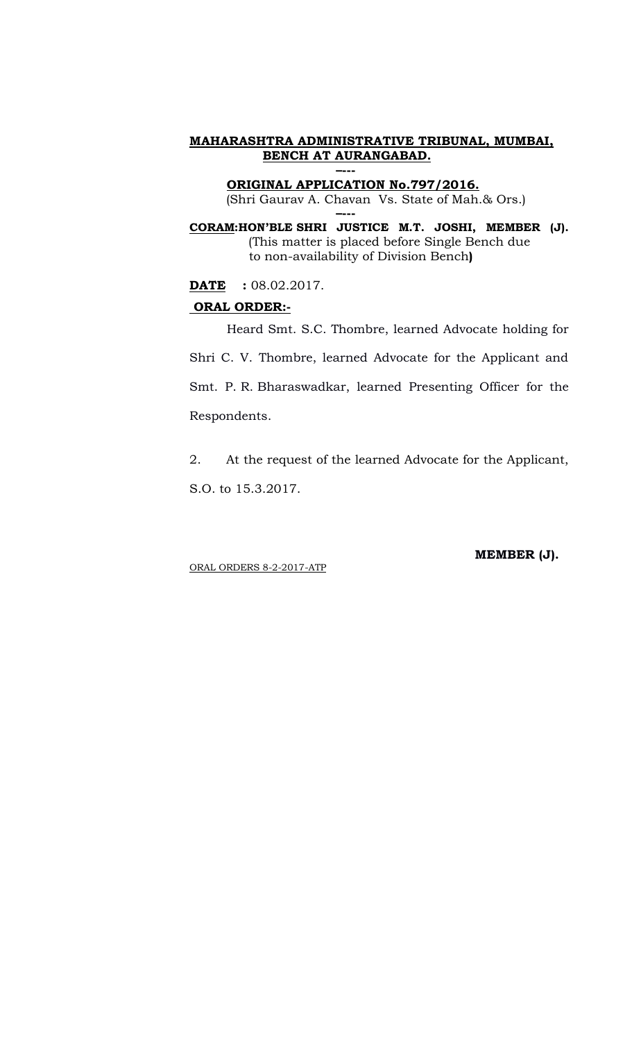**MAHARASHTRA ADMINISTRATIVE TRIBUNAL, MUMBAI, BENCH AT AURANGABAD.**

----

**ORIGINAL APPLICATION No.797/2016.**

(Shri Gaurav A. Chavan Vs. State of Mah.& Ors.)

----

**CORAM:HON'BLE SHRI JUSTICE M.T. JOSHI, MEMBER (J).**
(This matter is placed before Single Bench due to non-availability of Division Bench)

**DATE :** 08.02.2017.

**ORAL ORDER:-**

Heard Smt. S.C. Thombre, learned Advocate holding for Shri C. V. Thombre, learned Advocate for the Applicant and Smt. P. R. Bharaswadkar, learned Presenting Officer for the Respondents.

2. At the request of the learned Advocate for the Applicant, S.O. to 15.3.2017.

**MEMBER (J).**

ORAL ORDERS 8-2-2017-ATP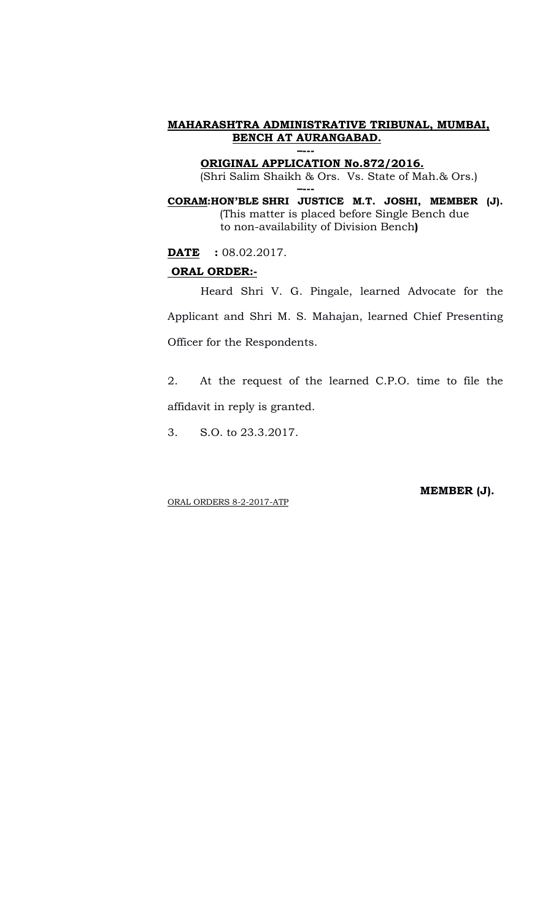**MAHARASHTRA ADMINISTRATIVE TRIBUNAL, MUMBAI, BENCH AT AURANGABAD.**

----

**ORIGINAL APPLICATION No.872/2016.**

(Shri Salim Shaikh & Ors. Vs. State of Mah.& Ors.)

----

**CORAM:HON'BLE SHRI JUSTICE M.T. JOSHI, MEMBER (J).**
(This matter is placed before Single Bench due to non-availability of Division Bench**)**

**DATE :** 08.02.2017.

**ORAL ORDER:-**

Heard Shri V. G. Pingale, learned Advocate for the Applicant and Shri M. S. Mahajan, learned Chief Presenting Officer for the Respondents.

2. At the request of the learned C.P.O. time to file the affidavit in reply is granted.

3. S.O. to 23.3.2017.

**MEMBER (J).**

ORAL ORDERS 8-2-2017-ATP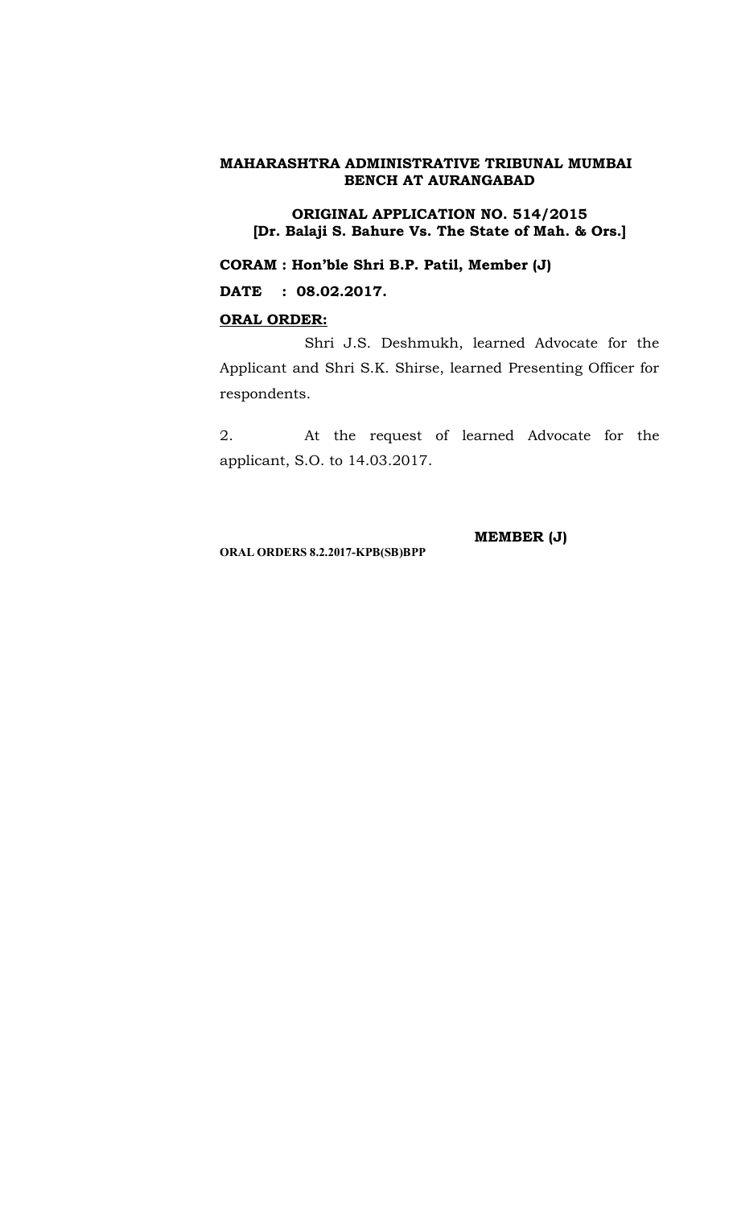**MAHARASHTRA ADMINISTRATIVE TRIBUNAL MUMBAI BENCH AT AURANGABAD**

**ORIGINAL APPLICATION NO. 514/2015**
**[Dr. Balaji S. Bahure Vs. The State of Mah. & Ors.]**

**CORAM : Hon'ble Shri B.P. Patil, Member (J)**

**DATE : 08.02.2017.**

**<u>ORAL ORDER:</u>**

Shri J.S. Deshmukh, learned Advocate for the Applicant and Shri S.K. Shirse, learned Presenting Officer for respondents.

2. At the request of learned Advocate for the applicant, S.O. to 14.03.2017.

**MEMBER (J)**

**ORAL ORDERS 8.2.2017-KPB(SB)BPP**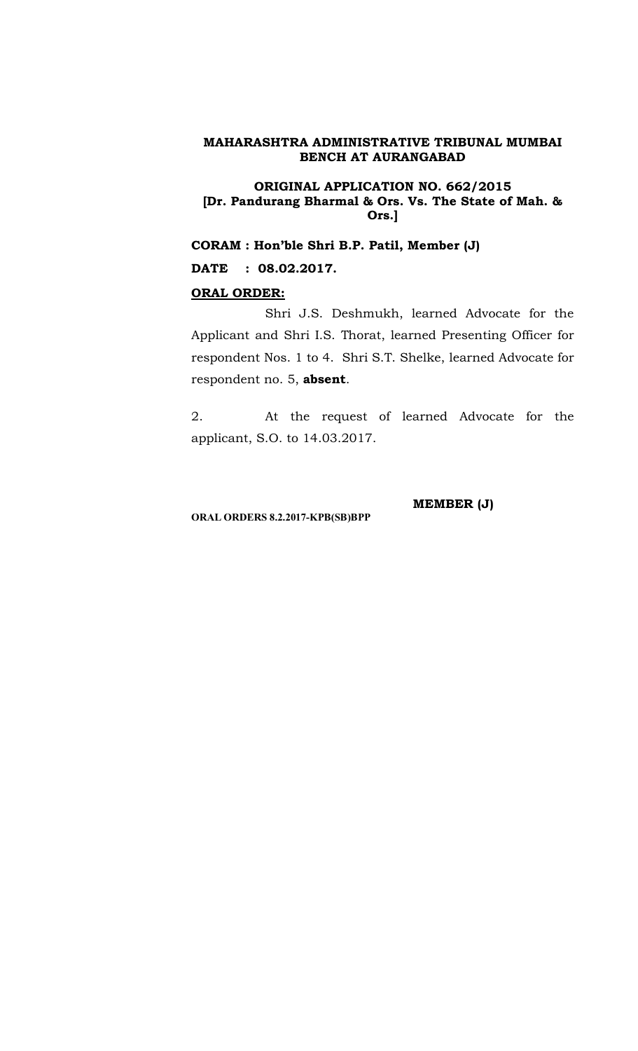**MAHARASHTRA ADMINISTRATIVE TRIBUNAL MUMBAI BENCH AT AURANGABAD**

**ORIGINAL APPLICATION NO. 662/2015**
**[Dr. Pandurang Bharmal & Ors. Vs. The State of Mah. & Ors.]**

**CORAM : Hon'ble Shri B.P. Patil, Member (J)**

**DATE : 08.02.2017.**

**ORAL ORDER:**

Shri J.S. Deshmukh, learned Advocate for the Applicant and Shri I.S. Thorat, learned Presenting Officer for respondent Nos. 1 to 4. Shri S.T. Shelke, learned Advocate for respondent no. 5, **absent**.

2. At the request of learned Advocate for the applicant, S.O. to 14.03.2017.

**MEMBER (J)**

**ORAL ORDERS 8.2.2017-KPB(SB)BPP**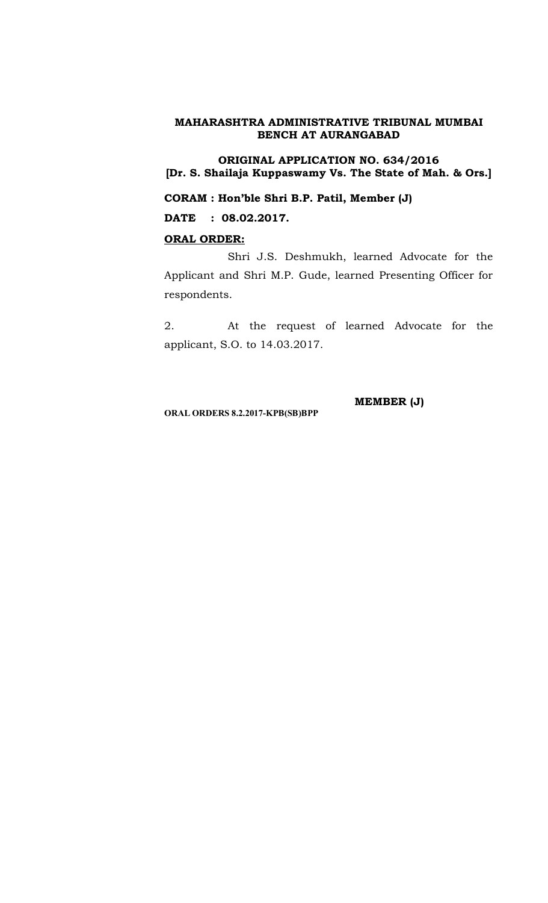**MAHARASHTRA ADMINISTRATIVE TRIBUNAL MUMBAI BENCH AT AURANGABAD**

**ORIGINAL APPLICATION NO. 634/2016**
**[Dr. S. Shailaja Kuppaswamy Vs. The State of Mah. & Ors.]**

**CORAM : Hon'ble Shri B.P. Patil, Member (J)**

**DATE : 08.02.2017.**

**ORAL ORDER:**

Shri J.S. Deshmukh, learned Advocate for the Applicant and Shri M.P. Gude, learned Presenting Officer for respondents.

2. At the request of learned Advocate for the applicant, S.O. to 14.03.2017.

**MEMBER (J)**

**ORAL ORDERS 8.2.2017-KPB(SB)BPP**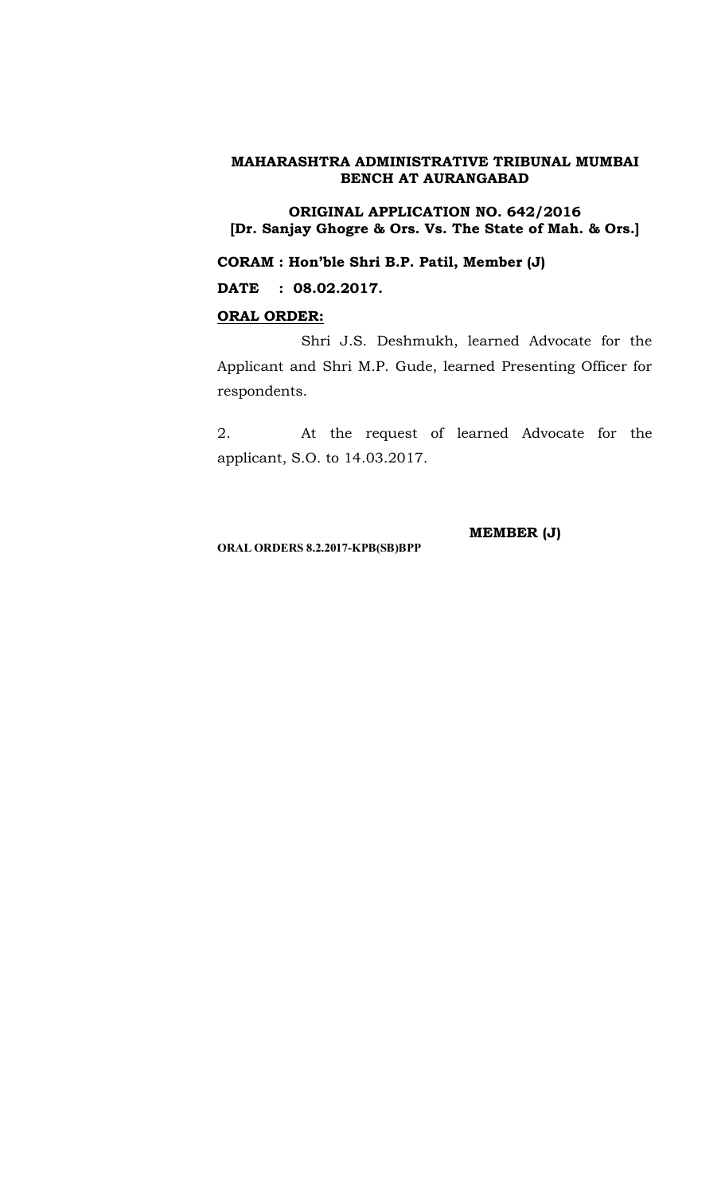**MAHARASHTRA ADMINISTRATIVE TRIBUNAL MUMBAI BENCH AT AURANGABAD**

**ORIGINAL APPLICATION NO. 642/2016**
**[Dr. Sanjay Ghogre & Ors. Vs. The State of Mah. & Ors.]**

**CORAM : Hon'ble Shri B.P. Patil, Member (J)**

**DATE : 08.02.2017.**

**ORAL ORDER:**

Shri J.S. Deshmukh, learned Advocate for the Applicant and Shri M.P. Gude, learned Presenting Officer for respondents.

2. At the request of learned Advocate for the applicant, S.O. to 14.03.2017.

**MEMBER (J)**

**ORAL ORDERS 8.2.2017-KPB(SB)BPP**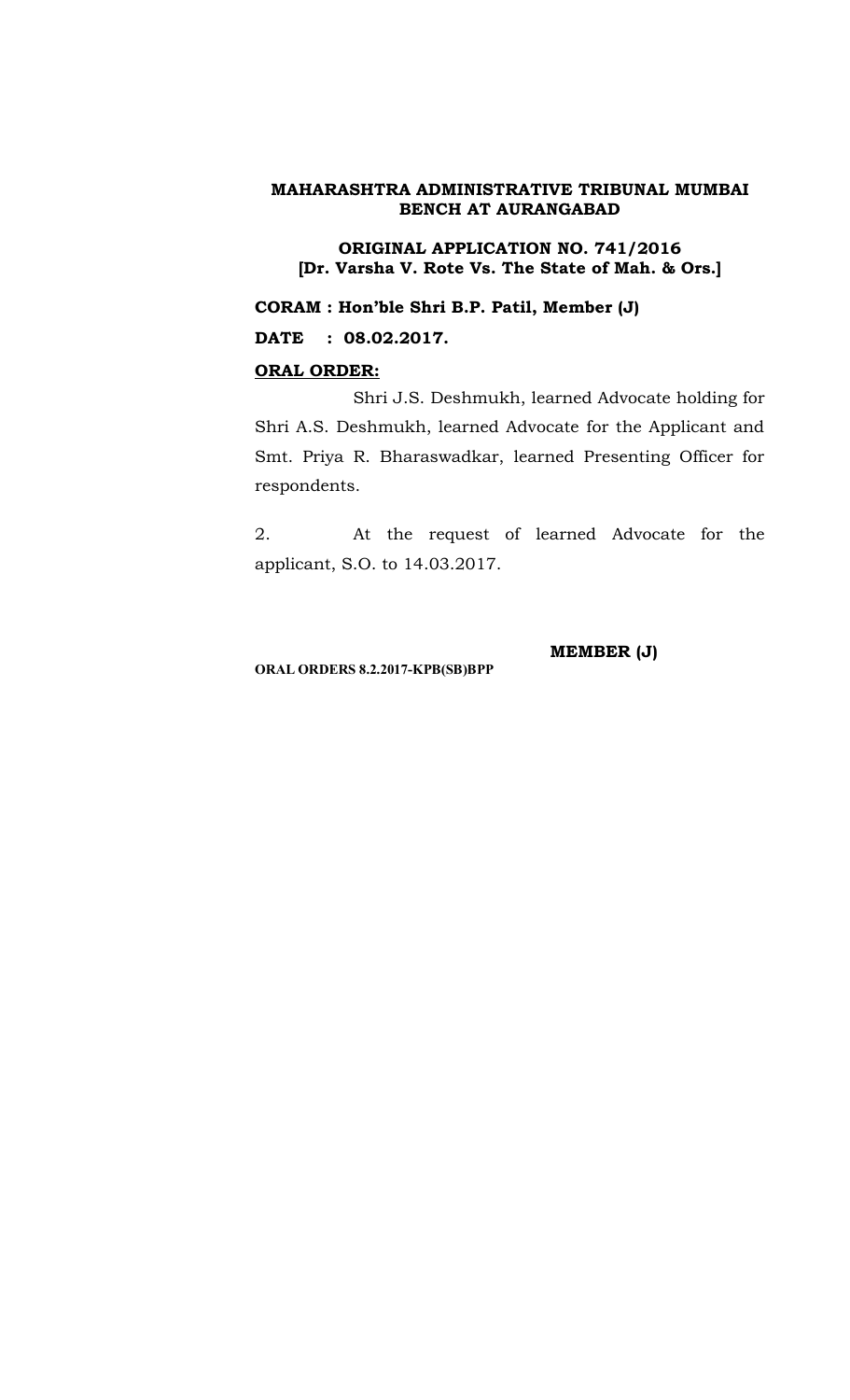**MAHARASHTRA ADMINISTRATIVE TRIBUNAL MUMBAI BENCH AT AURANGABAD**

**ORIGINAL APPLICATION NO. 741/2016**
**[Dr. Varsha V. Rote Vs. The State of Mah. & Ors.]**

**CORAM : Hon'ble Shri B.P. Patil, Member (J)**

**DATE : 08.02.2017.**

**ORAL ORDER:**

Shri J.S. Deshmukh, learned Advocate holding for Shri A.S. Deshmukh, learned Advocate for the Applicant and Smt. Priya R. Bharaswadkar, learned Presenting Officer for respondents.

2. At the request of learned Advocate for the applicant, S.O. to 14.03.2017.

**MEMBER (J)**

**ORAL ORDERS 8.2.2017-KPB(SB)BPP**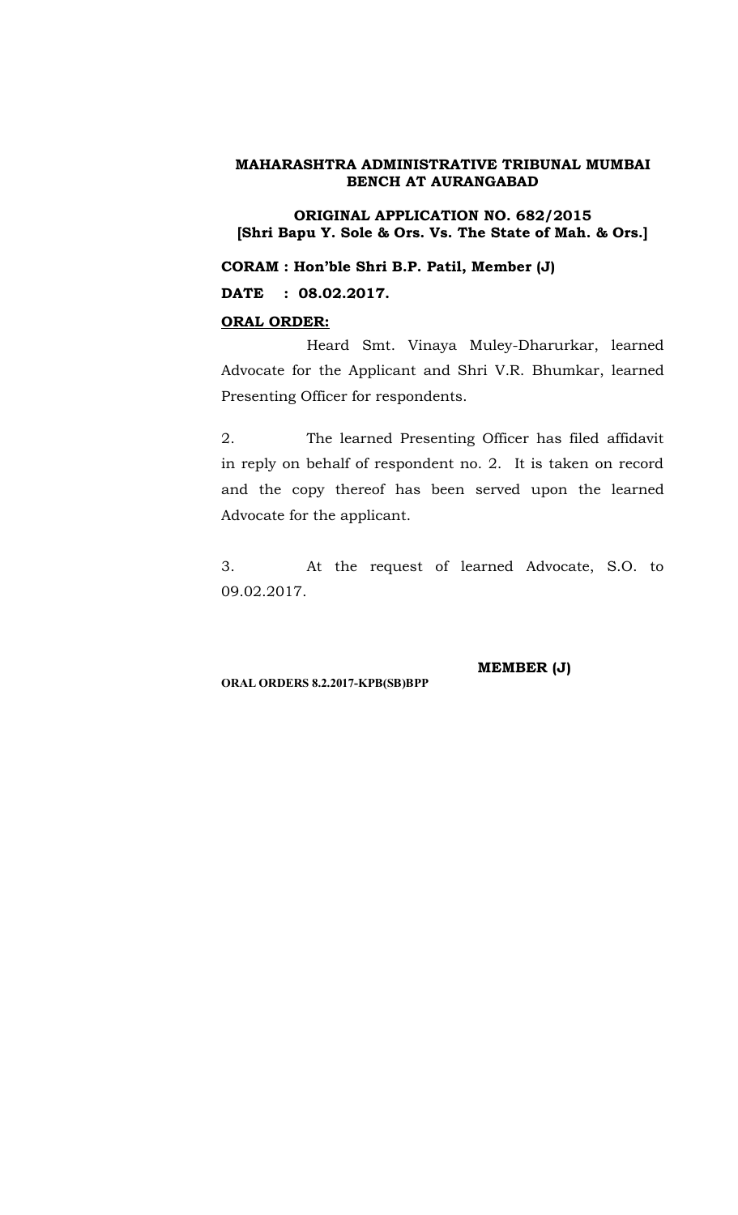**MAHARASHTRA ADMINISTRATIVE TRIBUNAL MUMBAI BENCH AT AURANGABAD**

**ORIGINAL APPLICATION NO. 682/2015**
**[Shri Bapu Y. Sole & Ors. Vs. The State of Mah. & Ors.]**

**CORAM : Hon'ble Shri B.P. Patil, Member (J)**

**DATE : 08.02.2017.**

**ORAL ORDER:**

Heard Smt. Vinaya Muley-Dharurkar, learned Advocate for the Applicant and Shri V.R. Bhumkar, learned Presenting Officer for respondents.

2. The learned Presenting Officer has filed affidavit in reply on behalf of respondent no. 2. It is taken on record and the copy thereof has been served upon the learned Advocate for the applicant.

3. At the request of learned Advocate, S.O. to 09.02.2017.

**MEMBER (J)**

**ORAL ORDERS 8.2.2017-KPB(SB)BPP**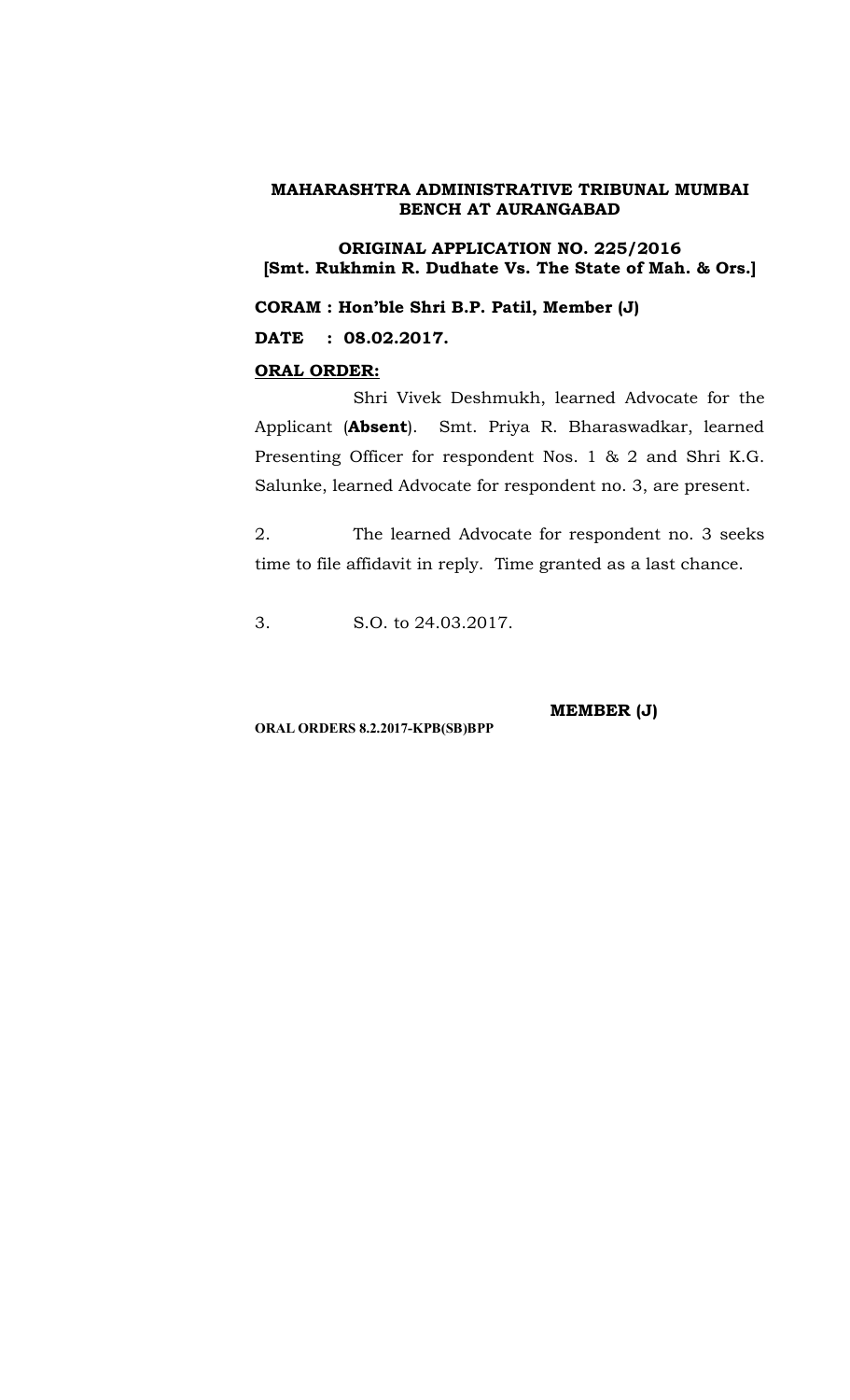**MAHARASHTRA ADMINISTRATIVE TRIBUNAL MUMBAI BENCH AT AURANGABAD**

**ORIGINAL APPLICATION NO. 225/2016**
**[Smt. Rukhmin R. Dudhate Vs. The State of Mah. & Ors.]**

**CORAM : Hon'ble Shri B.P. Patil, Member (J)**

**DATE : 08.02.2017.**

**ORAL ORDER:**

Shri Vivek Deshmukh, learned Advocate for the Applicant (**Absent**). Smt. Priya R. Bharaswadkar, learned Presenting Officer for respondent Nos. 1 & 2 and Shri K.G. Salunke, learned Advocate for respondent no. 3, are present.

2. The learned Advocate for respondent no. 3 seeks time to file affidavit in reply. Time granted as a last chance.

3. S.O. to 24.03.2017.

**MEMBER (J)**

**ORAL ORDERS 8.2.2017-KPB(SB)BPP**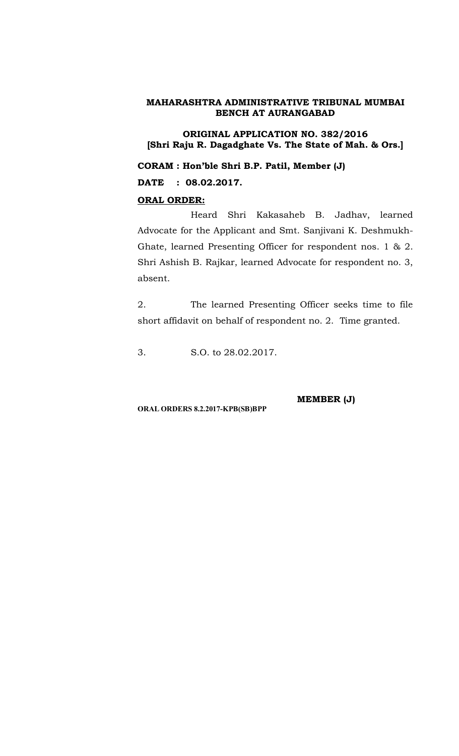**MAHARASHTRA ADMINISTRATIVE TRIBUNAL MUMBAI BENCH AT AURANGABAD**

**ORIGINAL APPLICATION NO. 382/2016**
**[Shri Raju R. Dagadghate Vs. The State of Mah. & Ors.]**

**CORAM : Hon'ble Shri B.P. Patil, Member (J)**

**DATE : 08.02.2017.**

**ORAL ORDER:**

Heard Shri Kakasaheb B. Jadhav, learned Advocate for the Applicant and Smt. Sanjivani K. Deshmukh-Ghate, learned Presenting Officer for respondent nos. 1 & 2. Shri Ashish B. Rajkar, learned Advocate for respondent no. 3, absent.

2. The learned Presenting Officer seeks time to file short affidavit on behalf of respondent no. 2. Time granted.

3. S.O. to 28.02.2017.

**MEMBER (J)**

**ORAL ORDERS 8.2.2017-KPB(SB)BPP**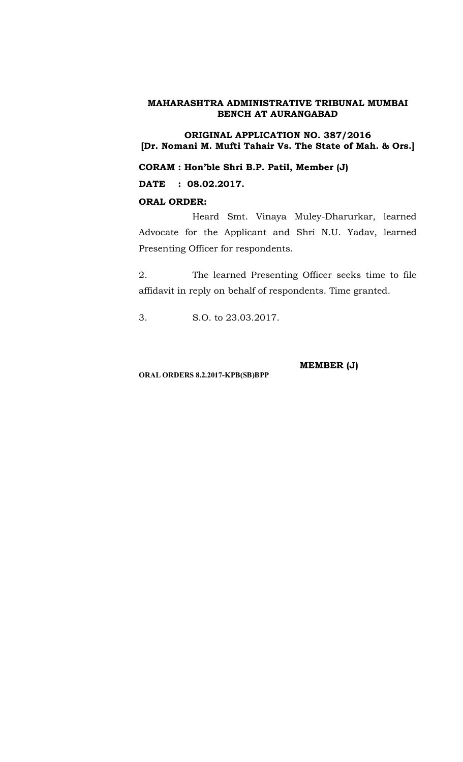**MAHARASHTRA ADMINISTRATIVE TRIBUNAL MUMBAI BENCH AT AURANGABAD**

**ORIGINAL APPLICATION NO. 387/2016**
**[Dr. Nomani M. Mufti Tahair Vs. The State of Mah. & Ors.]**

**CORAM : Hon'ble Shri B.P. Patil, Member (J)**

**DATE : 08.02.2017.**

**ORAL ORDER:**

Heard Smt. Vinaya Muley-Dharurkar, learned Advocate for the Applicant and Shri N.U. Yadav, learned Presenting Officer for respondents.

2. The learned Presenting Officer seeks time to file affidavit in reply on behalf of respondents. Time granted.

3. S.O. to 23.03.2017.

**MEMBER (J)**

**ORAL ORDERS 8.2.2017-KPB(SB)BPP**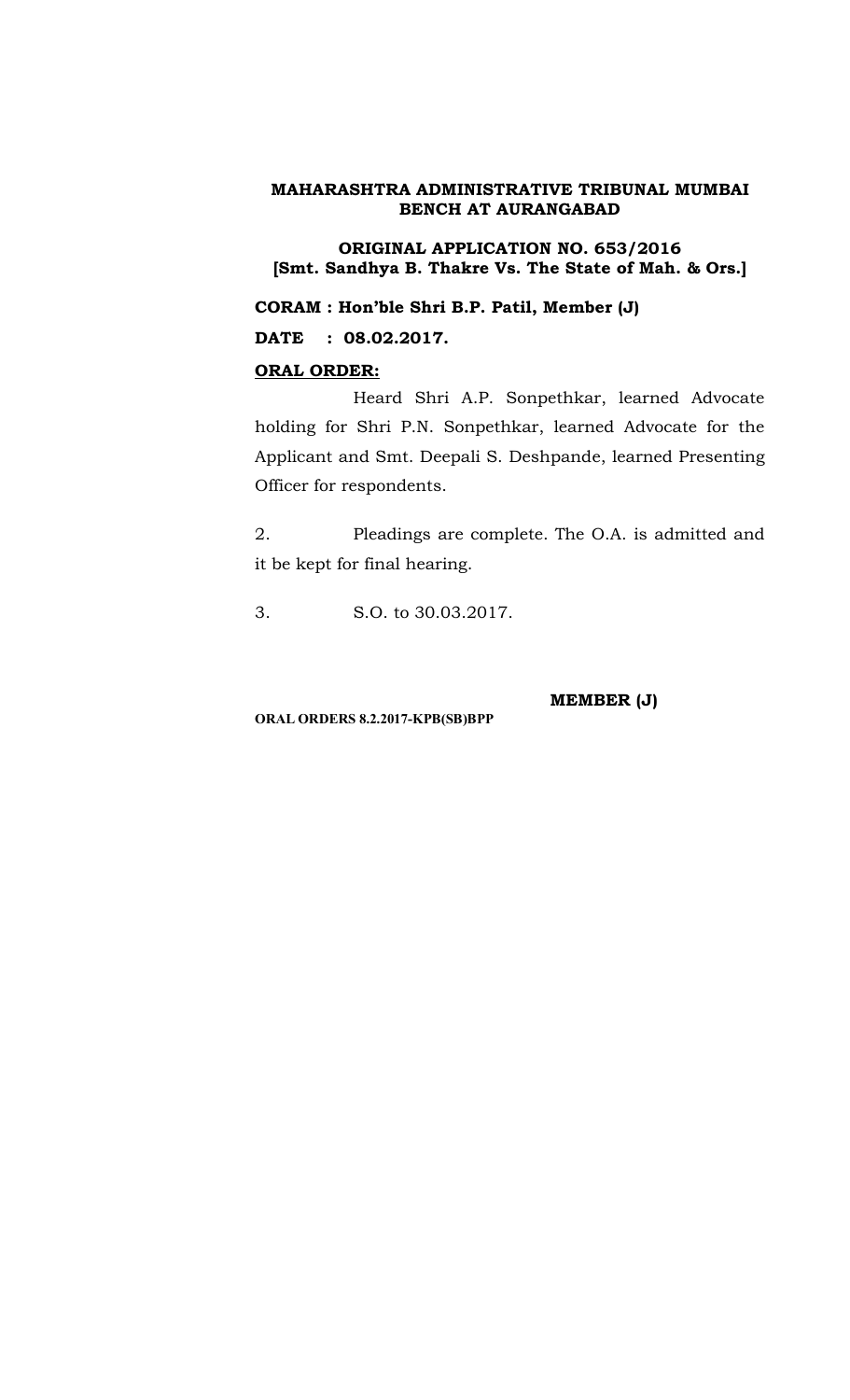**MAHARASHTRA ADMINISTRATIVE TRIBUNAL MUMBAI BENCH AT AURANGABAD**

**ORIGINAL APPLICATION NO. 653/2016**
**[Smt. Sandhya B. Thakre Vs. The State of Mah. & Ors.]**

**CORAM : Hon'ble Shri B.P. Patil, Member (J)**

**DATE : 08.02.2017.**

**ORAL ORDER:**

Heard Shri A.P. Sonpethkar, learned Advocate holding for Shri P.N. Sonpethkar, learned Advocate for the Applicant and Smt. Deepali S. Deshpande, learned Presenting Officer for respondents.

2. Pleadings are complete. The O.A. is admitted and it be kept for final hearing.

3. S.O. to 30.03.2017.

**MEMBER (J)**

**ORAL ORDERS 8.2.2017-KPB(SB)BPP**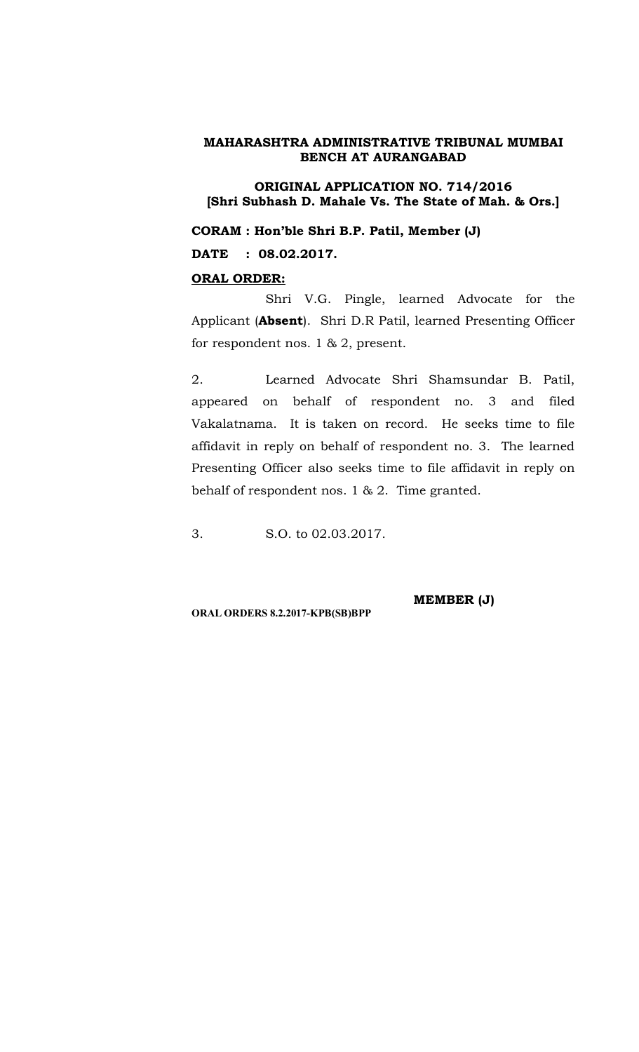**MAHARASHTRA ADMINISTRATIVE TRIBUNAL MUMBAI BENCH AT AURANGABAD**

**ORIGINAL APPLICATION NO. 714/2016**
**[Shri Subhash D. Mahale Vs. The State of Mah. & Ors.]**

**CORAM : Hon'ble Shri B.P. Patil, Member (J)**

**DATE : 08.02.2017.**

**ORAL ORDER:**

Shri V.G. Pingle, learned Advocate for the Applicant (**Absent**). Shri D.R Patil, learned Presenting Officer for respondent nos. 1 & 2, present.

2. Learned Advocate Shri Shamsundar B. Patil, appeared on behalf of respondent no. 3 and filed Vakalatnama. It is taken on record. He seeks time to file affidavit in reply on behalf of respondent no. 3. The learned Presenting Officer also seeks time to file affidavit in reply on behalf of respondent nos. 1 & 2. Time granted.

3. S.O. to 02.03.2017.

**MEMBER (J)**

**ORAL ORDERS 8.2.2017-KPB(SB)BPP**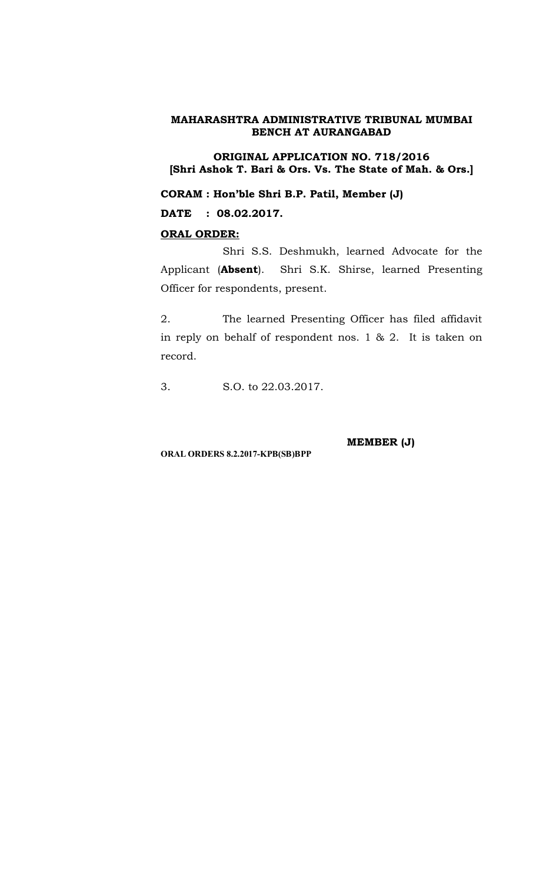**MAHARASHTRA ADMINISTRATIVE TRIBUNAL MUMBAI BENCH AT AURANGABAD**

**ORIGINAL APPLICATION NO. 718/2016**
**[Shri Ashok T. Bari & Ors. Vs. The State of Mah. & Ors.]**

**CORAM : Hon'ble Shri B.P. Patil, Member (J)**

**DATE : 08.02.2017.**

**ORAL ORDER:**

Shri S.S. Deshmukh, learned Advocate for the Applicant (**Absent**). Shri S.K. Shirse, learned Presenting Officer for respondents, present.

2. The learned Presenting Officer has filed affidavit in reply on behalf of respondent nos. 1 & 2. It is taken on record.

3. S.O. to 22.03.2017.

**MEMBER (J)**

**ORAL ORDERS 8.2.2017-KPB(SB)BPP**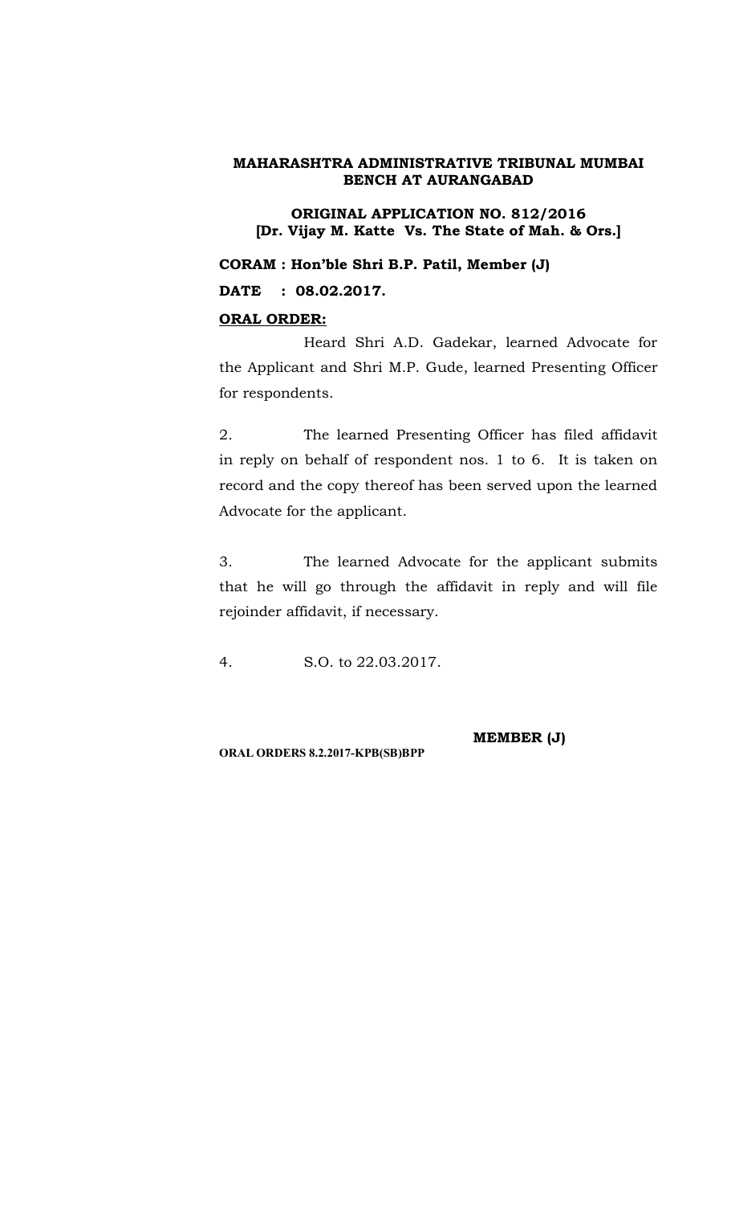**MAHARASHTRA ADMINISTRATIVE TRIBUNAL MUMBAI BENCH AT AURANGABAD**

**ORIGINAL APPLICATION NO. 812/2016**
**[Dr. Vijay M. Katte Vs. The State of Mah. & Ors.]**

**CORAM : Hon'ble Shri B.P. Patil, Member (J)**

**DATE : 08.02.2017.**

**ORAL ORDER:**

Heard Shri A.D. Gadekar, learned Advocate for the Applicant and Shri M.P. Gude, learned Presenting Officer for respondents.

2. The learned Presenting Officer has filed affidavit in reply on behalf of respondent nos. 1 to 6. It is taken on record and the copy thereof has been served upon the learned Advocate for the applicant.

3. The learned Advocate for the applicant submits that he will go through the affidavit in reply and will file rejoinder affidavit, if necessary.

4. S.O. to 22.03.2017.

**MEMBER (J)**

**ORAL ORDERS 8.2.2017-KPB(SB)BPP**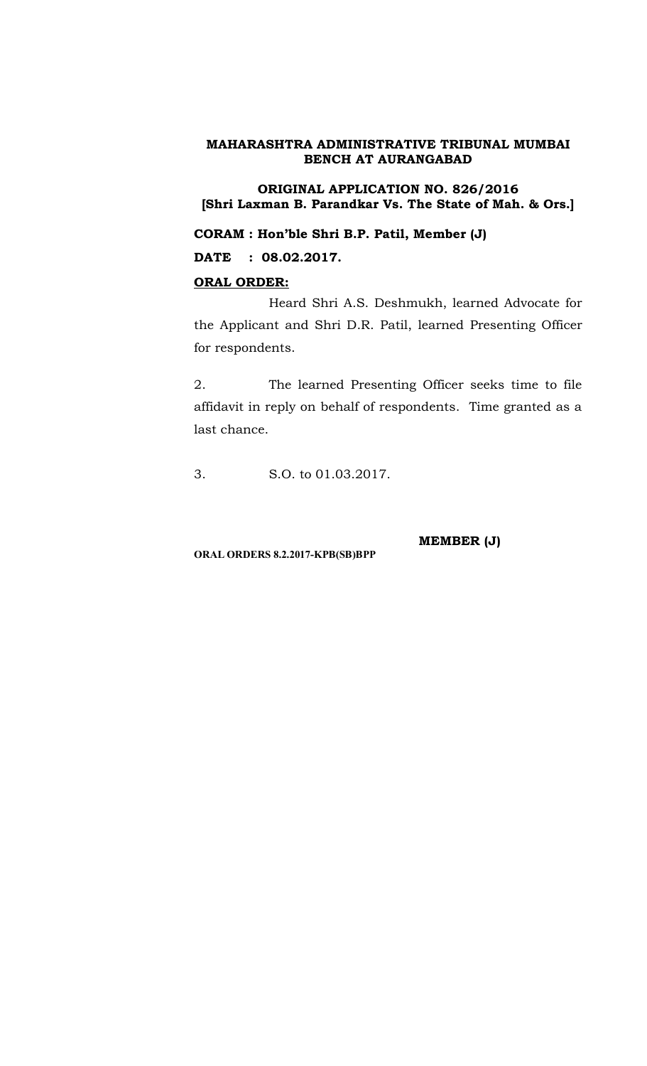**MAHARASHTRA ADMINISTRATIVE TRIBUNAL MUMBAI BENCH AT AURANGABAD**

**ORIGINAL APPLICATION NO. 826/2016**
**[Shri Laxman B. Parandkar Vs. The State of Mah. & Ors.]**

**CORAM : Hon'ble Shri B.P. Patil, Member (J)**

**DATE : 08.02.2017.**

**ORAL ORDER:**

Heard Shri A.S. Deshmukh, learned Advocate for the Applicant and Shri D.R. Patil, learned Presenting Officer for respondents.

2. The learned Presenting Officer seeks time to file affidavit in reply on behalf of respondents. Time granted as a last chance.

3. S.O. to 01.03.2017.

**MEMBER (J)**

**ORAL ORDERS 8.2.2017-KPB(SB)BPP**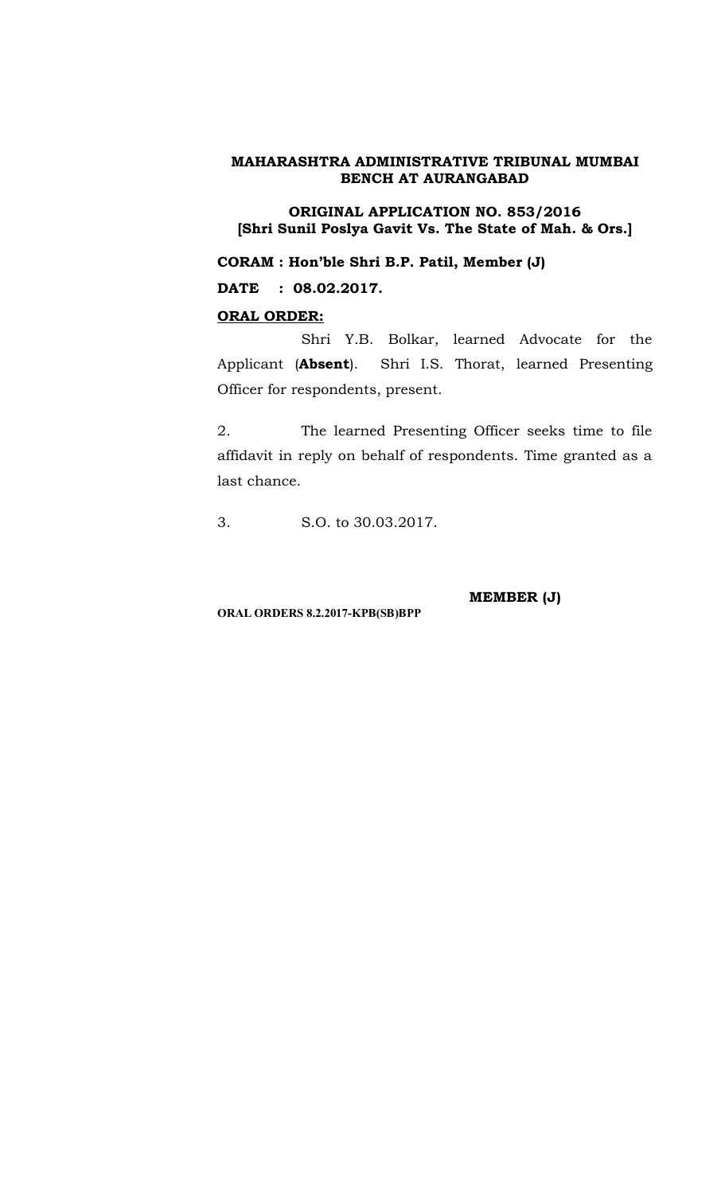**MAHARASHTRA ADMINISTRATIVE TRIBUNAL MUMBAI BENCH AT AURANGABAD**

**ORIGINAL APPLICATION NO. 853/2016**
**[Shri Sunil Poslya Gavit Vs. The State of Mah. & Ors.]**

**CORAM : Hon'ble Shri B.P. Patil, Member (J)**

**DATE : 08.02.2017.**

**ORAL ORDER:**

Shri Y.B. Bolkar, learned Advocate for the Applicant (**Absent**). Shri I.S. Thorat, learned Presenting Officer for respondents, present.

2. The learned Presenting Officer seeks time to file affidavit in reply on behalf of respondents. Time granted as a last chance.

3. S.O. to 30.03.2017.

**MEMBER (J)**

**ORAL ORDERS 8.2.2017-KPB(SB)BPP**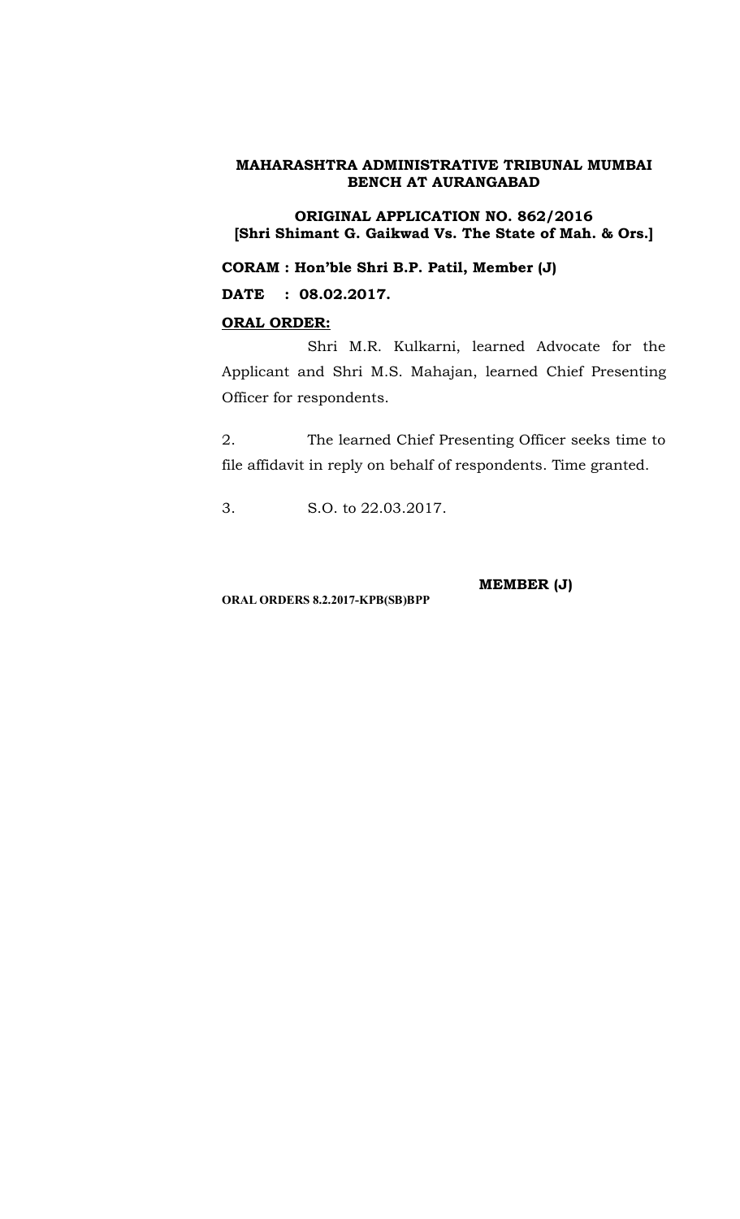**MAHARASHTRA ADMINISTRATIVE TRIBUNAL MUMBAI BENCH AT AURANGABAD**

**ORIGINAL APPLICATION NO. 862/2016**
**[Shri Shimant G. Gaikwad Vs. The State of Mah. & Ors.]**

**CORAM : Hon'ble Shri B.P. Patil, Member (J)**

**DATE : 08.02.2017.**

**ORAL ORDER:**

Shri M.R. Kulkarni, learned Advocate for the Applicant and Shri M.S. Mahajan, learned Chief Presenting Officer for respondents.

2. The learned Chief Presenting Officer seeks time to file affidavit in reply on behalf of respondents. Time granted.

3. S.O. to 22.03.2017.

**MEMBER (J)**

**ORAL ORDERS 8.2.2017-KPB(SB)BPP**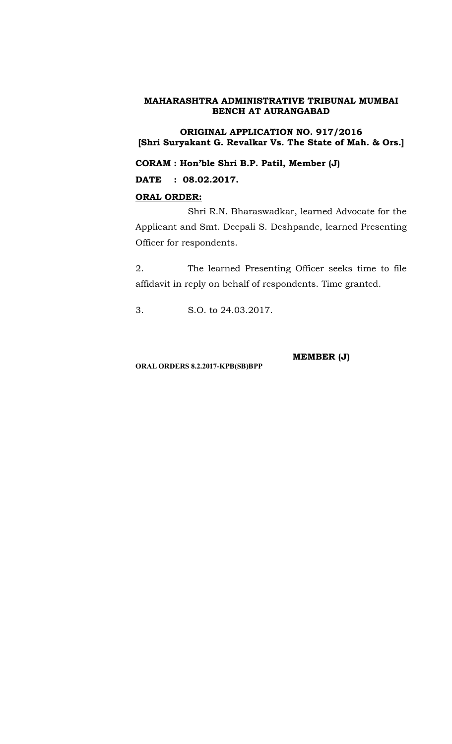**MAHARASHTRA ADMINISTRATIVE TRIBUNAL MUMBAI BENCH AT AURANGABAD**

**ORIGINAL APPLICATION NO. 917/2016**
**[Shri Suryakant G. Revalkar Vs. The State of Mah. & Ors.]**

**CORAM : Hon'ble Shri B.P. Patil, Member (J)**

**DATE : 08.02.2017.**

**ORAL ORDER:**

Shri R.N. Bharaswadkar, learned Advocate for the Applicant and Smt. Deepali S. Deshpande, learned Presenting Officer for respondents.

2. The learned Presenting Officer seeks time to file affidavit in reply on behalf of respondents. Time granted.

3. S.O. to 24.03.2017.

**MEMBER (J)**

**ORAL ORDERS 8.2.2017-KPB(SB)BPP**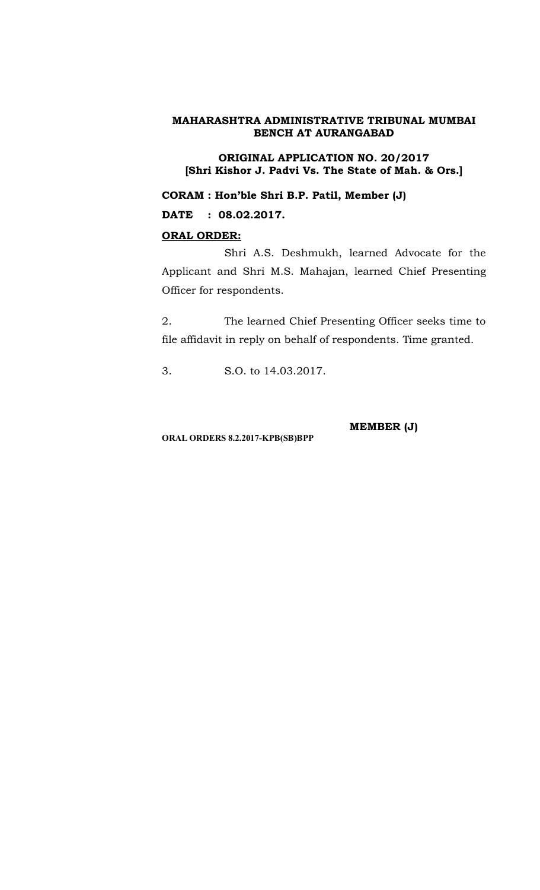**MAHARASHTRA ADMINISTRATIVE TRIBUNAL MUMBAI BENCH AT AURANGABAD**

**ORIGINAL APPLICATION NO. 20/2017 [Shri Kishor J. Padvi Vs. The State of Mah. & Ors.]**

**CORAM : Hon'ble Shri B.P. Patil, Member (J)**

**DATE : 08.02.2017.**

**ORAL ORDER:**

Shri A.S. Deshmukh, learned Advocate for the Applicant and Shri M.S. Mahajan, learned Chief Presenting Officer for respondents.

2. The learned Chief Presenting Officer seeks time to file affidavit in reply on behalf of respondents. Time granted.

3. S.O. to 14.03.2017.

**MEMBER (J)**

**ORAL ORDERS 8.2.2017-KPB(SB)BPP**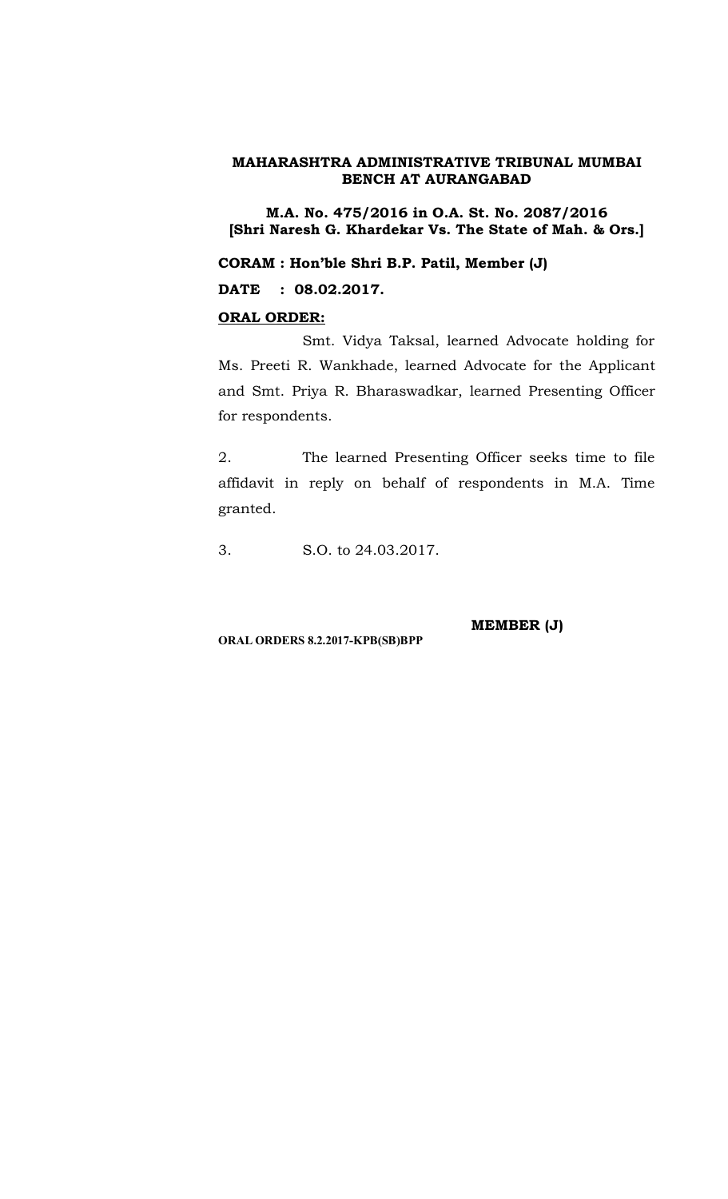**MAHARASHTRA ADMINISTRATIVE TRIBUNAL MUMBAI BENCH AT AURANGABAD**

**M.A. No. 475/2016 in O.A. St. No. 2087/2016 [Shri Naresh G. Khardekar Vs. The State of Mah. & Ors.]**

**CORAM : Hon'ble Shri B.P. Patil, Member (J)**

**DATE : 08.02.2017.**

**ORAL ORDER:**

Smt. Vidya Taksal, learned Advocate holding for Ms. Preeti R. Wankhade, learned Advocate for the Applicant and Smt. Priya R. Bharaswadkar, learned Presenting Officer for respondents.

2. The learned Presenting Officer seeks time to file affidavit in reply on behalf of respondents in M.A. Time granted.

3. S.O. to 24.03.2017.

**MEMBER (J)**

**ORAL ORDERS 8.2.2017-KPB(SB)BPP**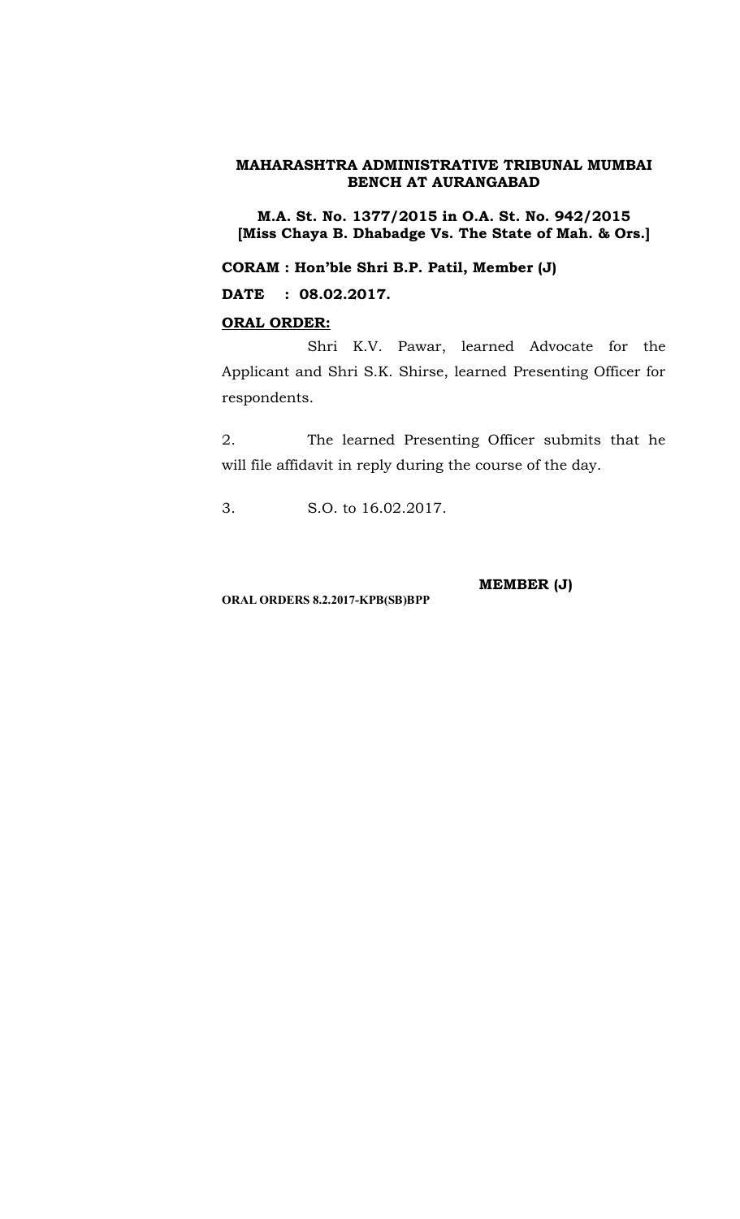**MAHARASHTRA ADMINISTRATIVE TRIBUNAL MUMBAI BENCH AT AURANGABAD**

**M.A. St. No. 1377/2015 in O.A. St. No. 942/2015 [Miss Chaya B. Dhabadge Vs. The State of Mah. & Ors.]**

**CORAM : Hon'ble Shri B.P. Patil, Member (J)**

**DATE : 08.02.2017.**

**ORAL ORDER:**

Shri K.V. Pawar, learned Advocate for the Applicant and Shri S.K. Shirse, learned Presenting Officer for respondents.

2. The learned Presenting Officer submits that he will file affidavit in reply during the course of the day.

3. S.O. to 16.02.2017.

**MEMBER (J)**

**ORAL ORDERS 8.2.2017-KPB(SB)BPP**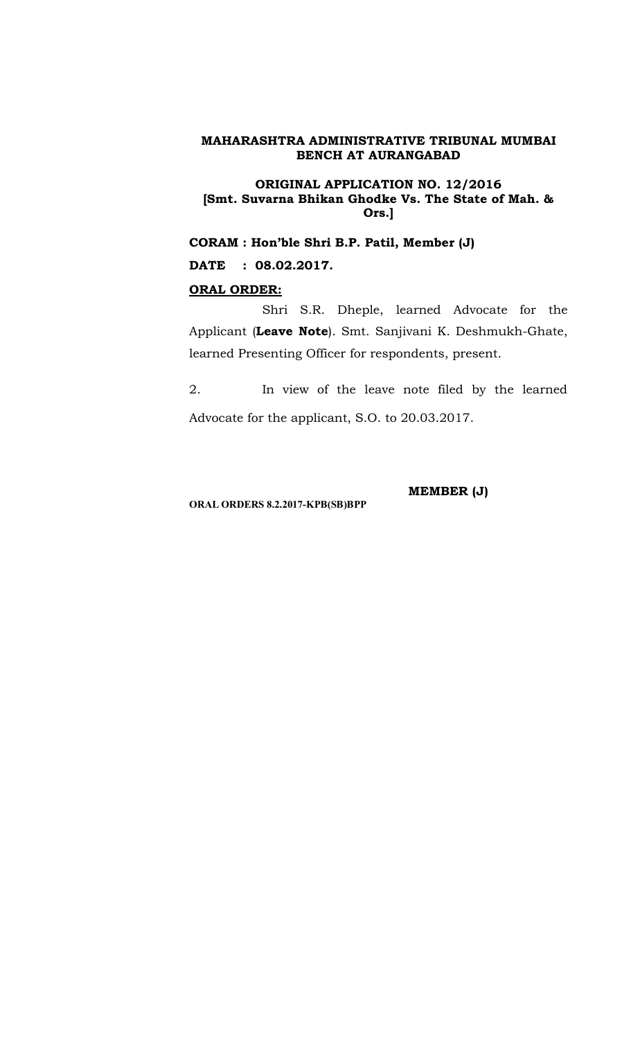**MAHARASHTRA ADMINISTRATIVE TRIBUNAL MUMBAI BENCH AT AURANGABAD**

**ORIGINAL APPLICATION NO. 12/2016**
**[Smt. Suvarna Bhikan Ghodke Vs. The State of Mah. & Ors.]**

**CORAM : Hon'ble Shri B.P. Patil, Member (J)**

**DATE : 08.02.2017.**

**ORAL ORDER:**

Shri S.R. Dheple, learned Advocate for the Applicant (**Leave Note**). Smt. Sanjivani K. Deshmukh-Ghate, learned Presenting Officer for respondents, present.

2. In view of the leave note filed by the learned Advocate for the applicant, S.O. to 20.03.2017.

**MEMBER (J)**

**ORAL ORDERS 8.2.2017-KPB(SB)BPP**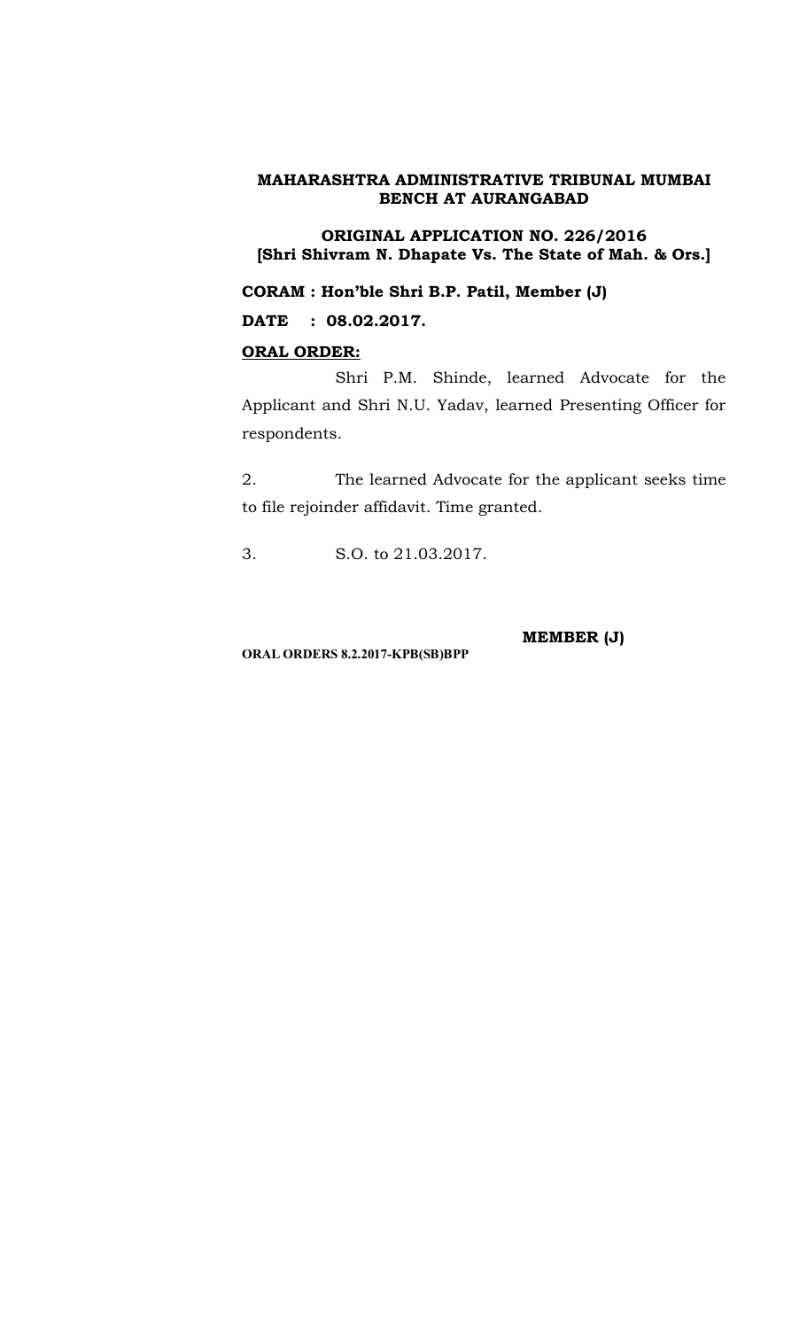**MAHARASHTRA ADMINISTRATIVE TRIBUNAL MUMBAI BENCH AT AURANGABAD**

**ORIGINAL APPLICATION NO. 226/2016**
**[Shri Shivram N. Dhapate Vs. The State of Mah. & Ors.]**

**CORAM : Hon'ble Shri B.P. Patil, Member (J)**

**DATE : 08.02.2017.**

**ORAL ORDER:**

Shri P.M. Shinde, learned Advocate for the Applicant and Shri N.U. Yadav, learned Presenting Officer for respondents.

2. The learned Advocate for the applicant seeks time to file rejoinder affidavit. Time granted.

3. S.O. to 21.03.2017.

**MEMBER (J)**

**ORAL ORDERS 8.2.2017-KPB(SB)BPP**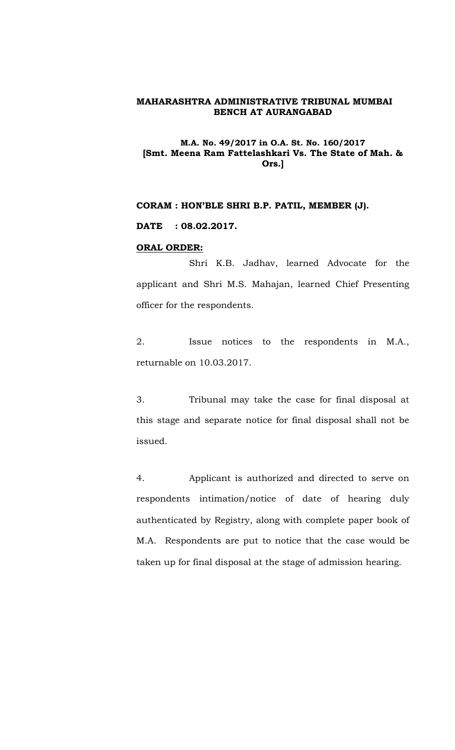**MAHARASHTRA ADMINISTRATIVE TRIBUNAL MUMBAI BENCH AT AURANGABAD**

**M.A. No. 49/2017 in O.A. St. No. 160/2017**
**[Smt. Meena Ram Fattelashkari Vs. The State of Mah. & Ors.]**

**CORAM : HON'BLE SHRI B.P. PATIL, MEMBER (J).**

**DATE : 08.02.2017.**

**ORAL ORDER:**

Shri K.B. Jadhav, learned Advocate for the applicant and Shri M.S. Mahajan, learned Chief Presenting officer for the respondents.

2. Issue notices to the respondents in M.A., returnable on 10.03.2017.

3. Tribunal may take the case for final disposal at this stage and separate notice for final disposal shall not be issued.

4. Applicant is authorized and directed to serve on respondents intimation/notice of date of hearing duly authenticated by Registry, along with complete paper book of M.A. Respondents are put to notice that the case would be taken up for final disposal at the stage of admission hearing.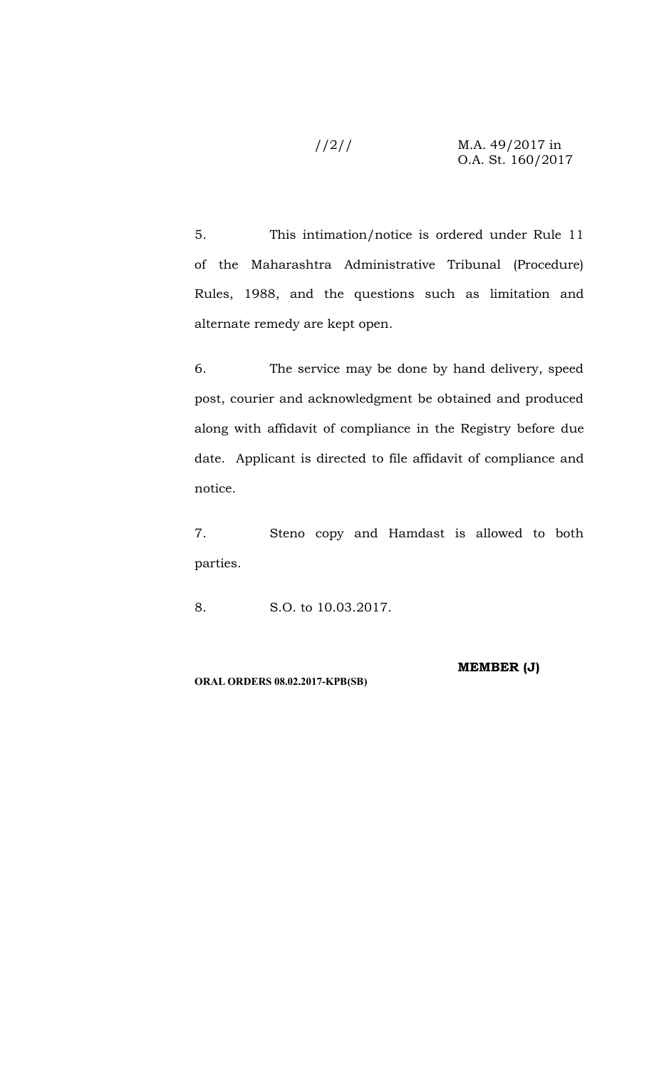5. This intimation/notice is ordered under Rule 11 of the Maharashtra Administrative Tribunal (Procedure) Rules, 1988, and the questions such as limitation and alternate remedy are kept open.

6. The service may be done by hand delivery, speed post, courier and acknowledgment be obtained and produced along with affidavit of compliance in the Registry before due date. Applicant is directed to file affidavit of compliance and notice.

7. Steno copy and Hamdast is allowed to both parties.

8. S.O. to 10.03.2017.

**MEMBER (J)**

**ORAL ORDERS 08.02.2017-KPB(SB)**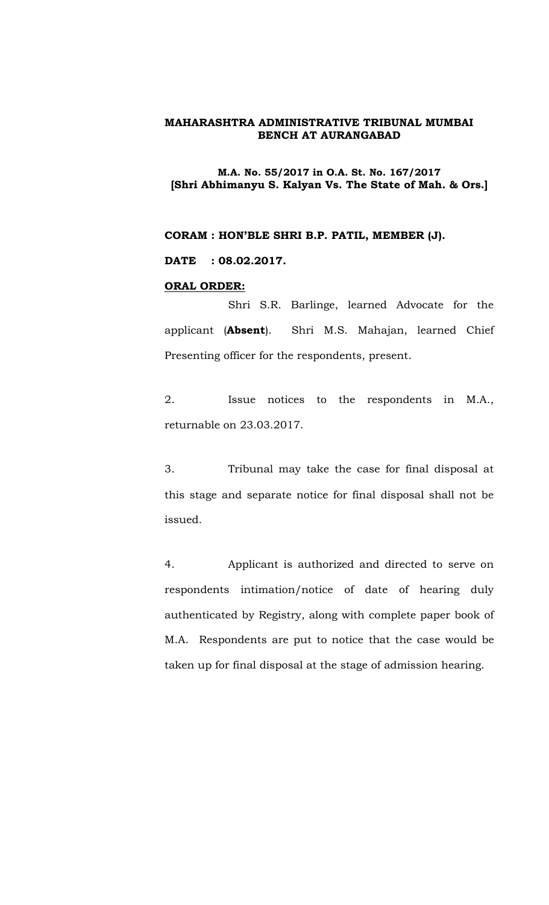**MAHARASHTRA ADMINISTRATIVE TRIBUNAL MUMBAI BENCH AT AURANGABAD**

**M.A. No. 55/2017 in O.A. St. No. 167/2017 [Shri Abhimanyu S. Kalyan Vs. The State of Mah. & Ors.]**

**CORAM : HON'BLE SHRI B.P. PATIL, MEMBER (J).**

**DATE : 08.02.2017.**

**ORAL ORDER:**

Shri S.R. Barlinge, learned Advocate for the applicant (**Absent**). Shri M.S. Mahajan, learned Chief Presenting officer for the respondents, present.

2. Issue notices to the respondents in M.A., returnable on 23.03.2017.

3. Tribunal may take the case for final disposal at this stage and separate notice for final disposal shall not be issued.

4. Applicant is authorized and directed to serve on respondents intimation/notice of date of hearing duly authenticated by Registry, along with complete paper book of M.A. Respondents are put to notice that the case would be taken up for final disposal at the stage of admission hearing.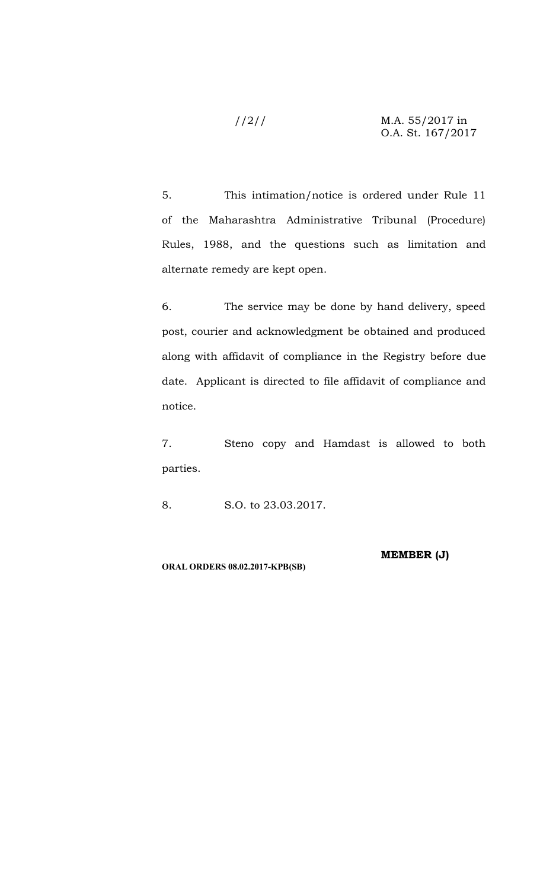5. This intimation/notice is ordered under Rule 11 of the Maharashtra Administrative Tribunal (Procedure) Rules, 1988, and the questions such as limitation and alternate remedy are kept open.

6. The service may be done by hand delivery, speed post, courier and acknowledgment be obtained and produced along with affidavit of compliance in the Registry before due date. Applicant is directed to file affidavit of compliance and notice.

7. Steno copy and Hamdast is allowed to both parties.

8. S.O. to 23.03.2017.

**MEMBER (J)**

**ORAL ORDERS 08.02.2017-KPB(SB)**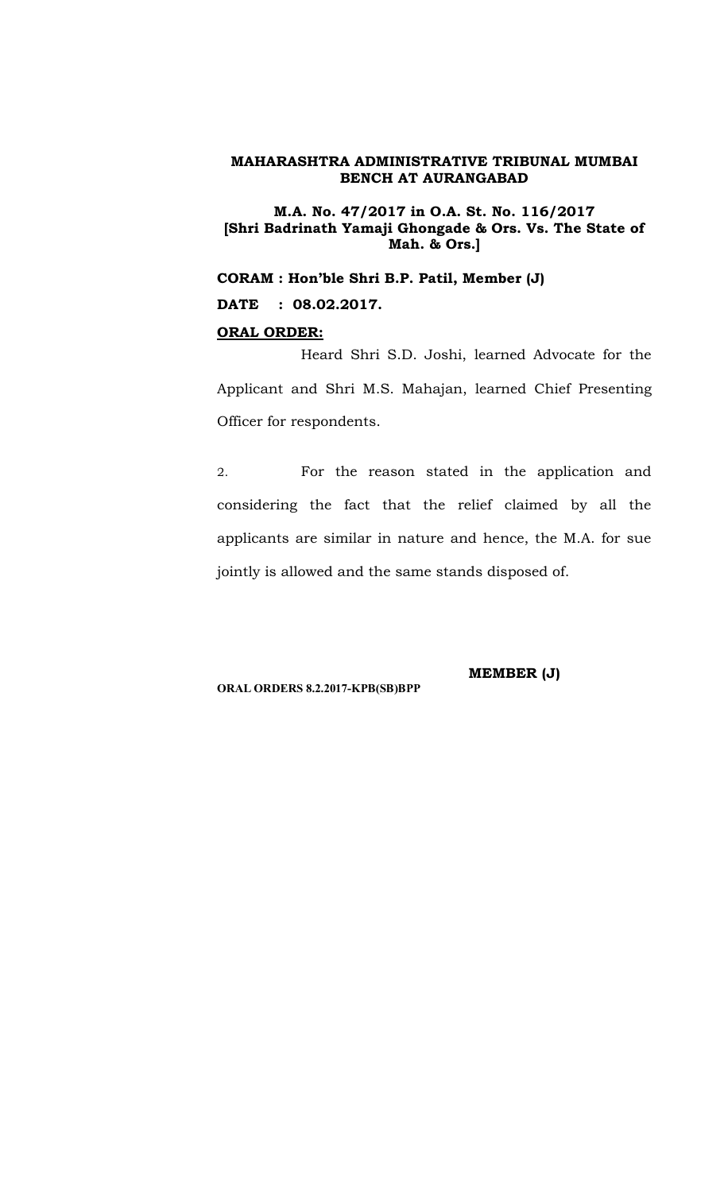**MAHARASHTRA ADMINISTRATIVE TRIBUNAL MUMBAI BENCH AT AURANGABAD**

**M.A. No. 47/2017 in O.A. St. No. 116/2017 [Shri Badrinath Yamaji Ghongade & Ors. Vs. The State of Mah. & Ors.]**

**CORAM : Hon'ble Shri B.P. Patil, Member (J)**

**DATE : 08.02.2017.**

**ORAL ORDER:**

Heard Shri S.D. Joshi, learned Advocate for the Applicant and Shri M.S. Mahajan, learned Chief Presenting Officer for respondents.

2. For the reason stated in the application and considering the fact that the relief claimed by all the applicants are similar in nature and hence, the M.A. for sue jointly is allowed and the same stands disposed of.

**MEMBER (J)**

**ORAL ORDERS 8.2.2017-KPB(SB)BPP**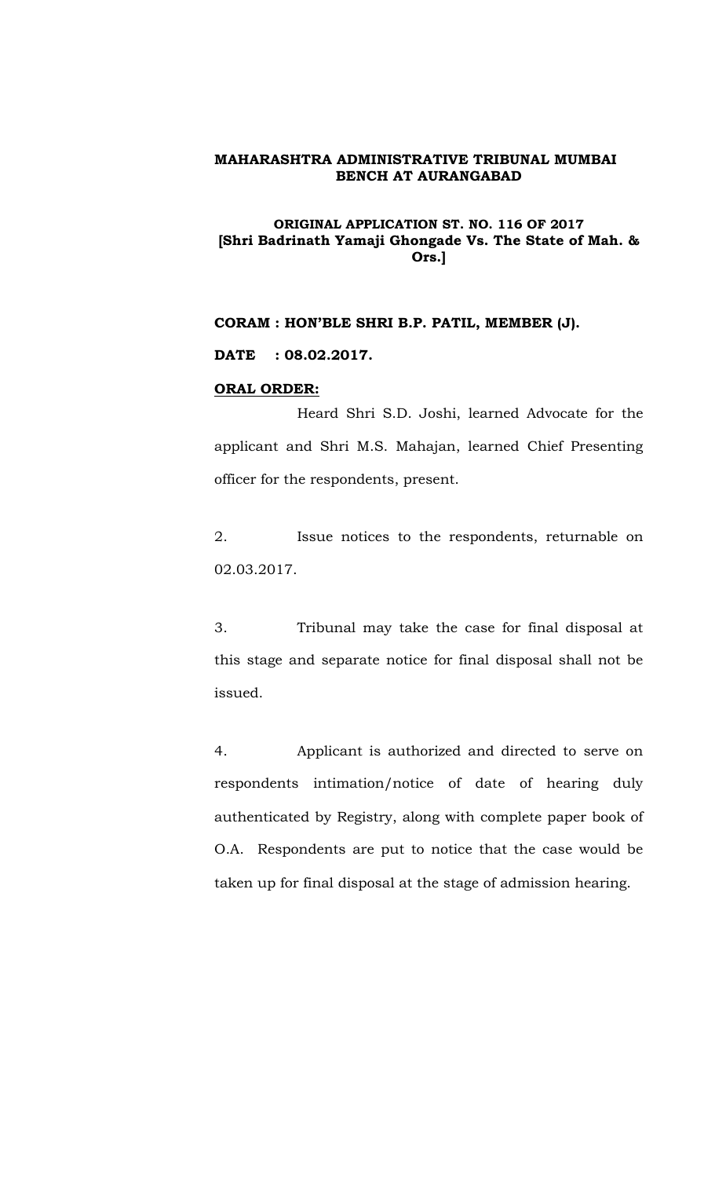**MAHARASHTRA ADMINISTRATIVE TRIBUNAL MUMBAI BENCH AT AURANGABAD**

**ORIGINAL APPLICATION ST. NO. 116 OF 2017**
**[Shri Badrinath Yamaji Ghongade Vs. The State of Mah. & Ors.]**

**CORAM : HON'BLE SHRI B.P. PATIL, MEMBER (J).**

**DATE : 08.02.2017.**

**ORAL ORDER:**

Heard Shri S.D. Joshi, learned Advocate for the applicant and Shri M.S. Mahajan, learned Chief Presenting officer for the respondents, present.

2. Issue notices to the respondents, returnable on 02.03.2017.

3. Tribunal may take the case for final disposal at this stage and separate notice for final disposal shall not be issued.

4. Applicant is authorized and directed to serve on respondents intimation/notice of date of hearing duly authenticated by Registry, along with complete paper book of O.A. Respondents are put to notice that the case would be taken up for final disposal at the stage of admission hearing.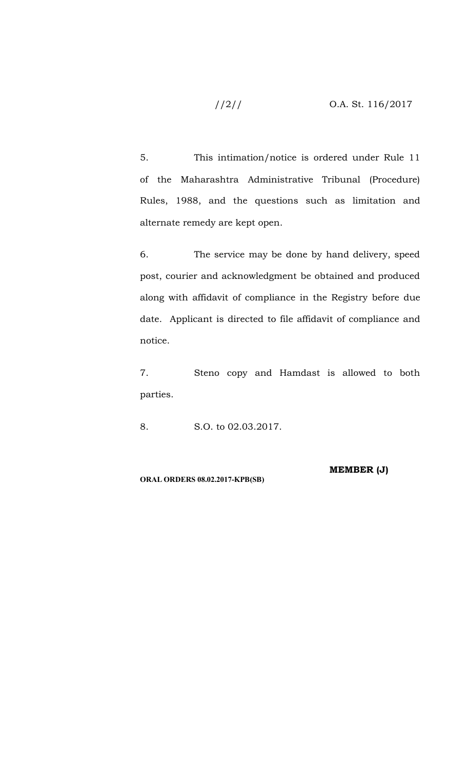5. This intimation/notice is ordered under Rule 11 of the Maharashtra Administrative Tribunal (Procedure) Rules, 1988, and the questions such as limitation and alternate remedy are kept open.

6. The service may be done by hand delivery, speed post, courier and acknowledgment be obtained and produced along with affidavit of compliance in the Registry before due date. Applicant is directed to file affidavit of compliance and notice.

7. Steno copy and Hamdast is allowed to both parties.

8. S.O. to 02.03.2017.

**MEMBER (J)**

**ORAL ORDERS 08.02.2017-KPB(SB)**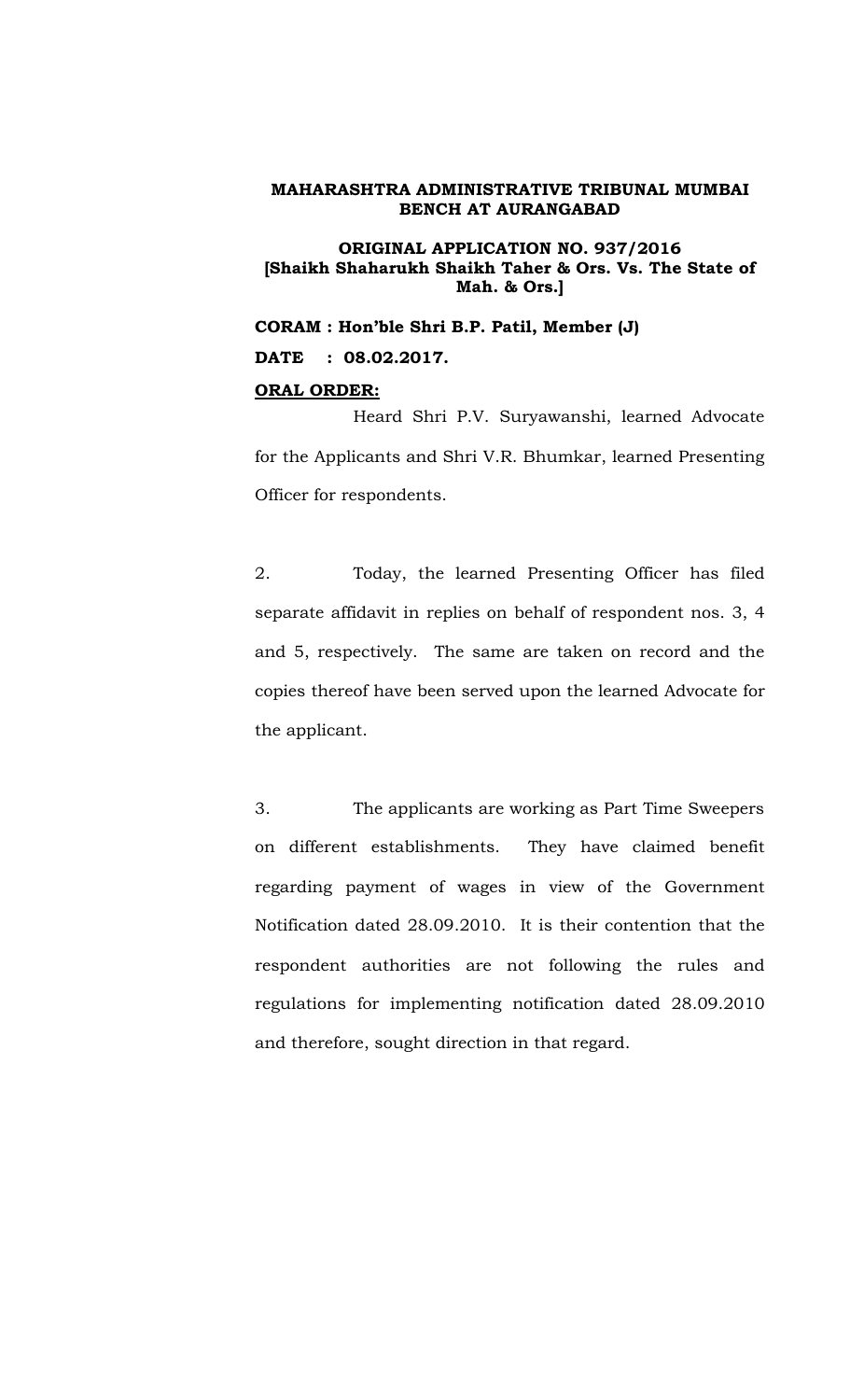**MAHARASHTRA ADMINISTRATIVE TRIBUNAL MUMBAI BENCH AT AURANGABAD**

**ORIGINAL APPLICATION NO. 937/2016**
**[Shaikh Shaharukh Shaikh Taher & Ors. Vs. The State of Mah. & Ors.]**

**CORAM : Hon'ble Shri B.P. Patil, Member (J)**

**DATE : 08.02.2017.**

**ORAL ORDER:**

Heard Shri P.V. Suryawanshi, learned Advocate for the Applicants and Shri V.R. Bhumkar, learned Presenting Officer for respondents.

2. Today, the learned Presenting Officer has filed separate affidavit in replies on behalf of respondent nos. 3, 4 and 5, respectively. The same are taken on record and the copies thereof have been served upon the learned Advocate for the applicant.

3. The applicants are working as Part Time Sweepers on different establishments. They have claimed benefit regarding payment of wages in view of the Government Notification dated 28.09.2010. It is their contention that the respondent authorities are not following the rules and regulations for implementing notification dated 28.09.2010 and therefore, sought direction in that regard.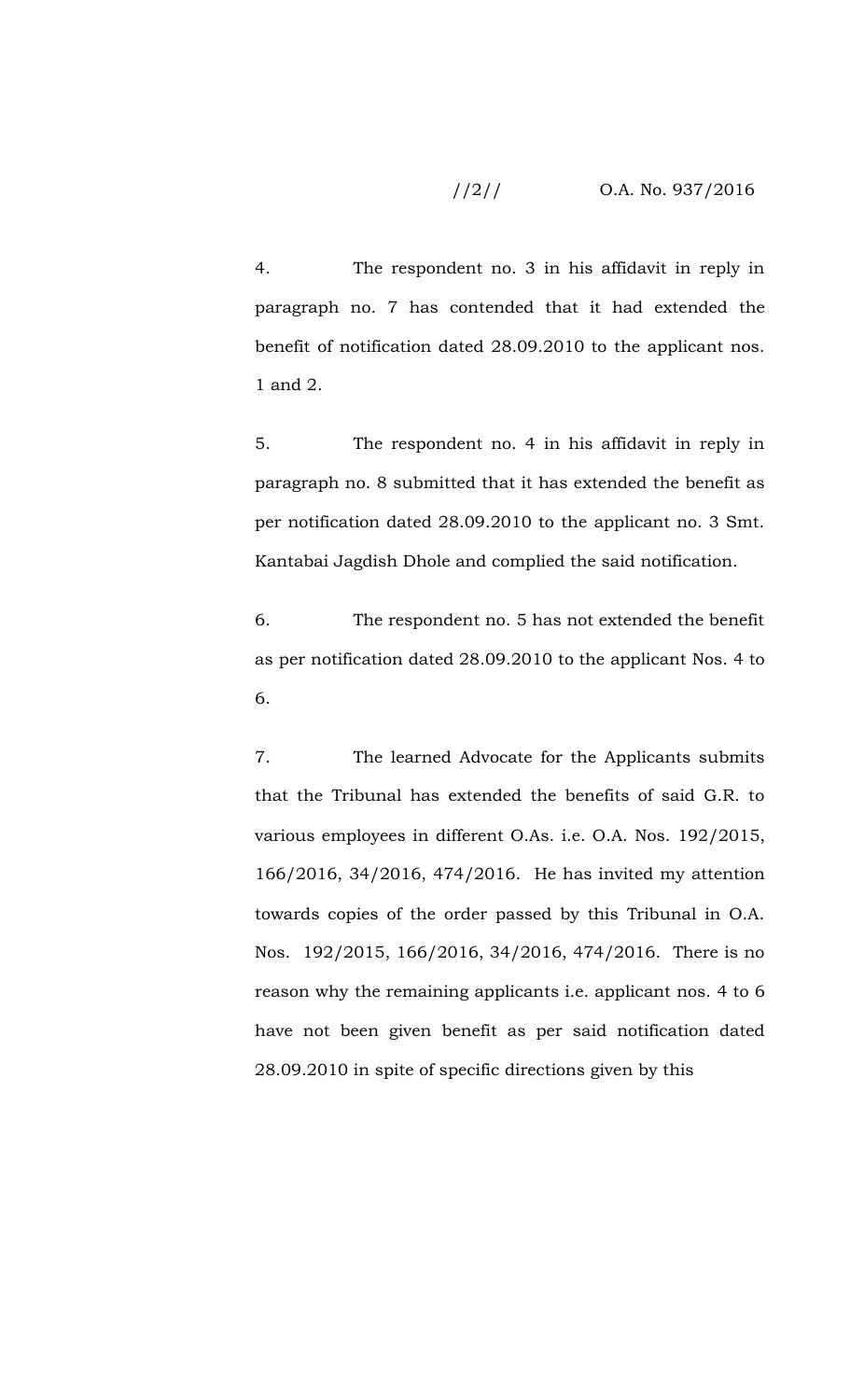4. The respondent no. 3 in his affidavit in reply in paragraph no. 7 has contended that it had extended the benefit of notification dated 28.09.2010 to the applicant nos. 1 and 2.

5. The respondent no. 4 in his affidavit in reply in paragraph no. 8 submitted that it has extended the benefit as per notification dated 28.09.2010 to the applicant no. 3 Smt. Kantabai Jagdish Dhole and complied the said notification.

6. The respondent no. 5 has not extended the benefit as per notification dated 28.09.2010 to the applicant Nos. 4 to 6.

7. The learned Advocate for the Applicants submits that the Tribunal has extended the benefits of said G.R. to various employees in different O.As. i.e. O.A. Nos. 192/2015, 166/2016, 34/2016, 474/2016. He has invited my attention towards copies of the order passed by this Tribunal in O.A. Nos. 192/2015, 166/2016, 34/2016, 474/2016. There is no reason why the remaining applicants i.e. applicant nos. 4 to 6 have not been given benefit as per said notification dated 28.09.2010 in spite of specific directions given by this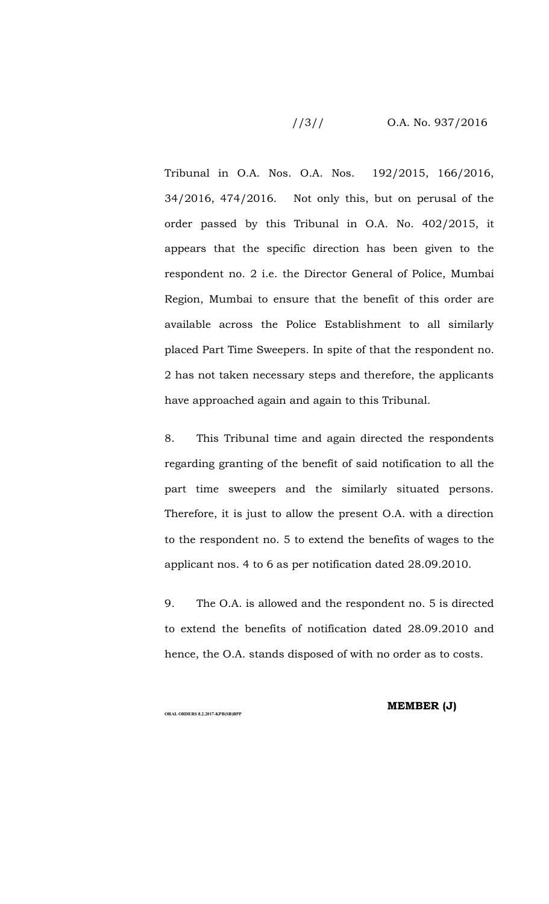Tribunal in O.A. Nos. O.A. Nos. 192/2015, 166/2016, 34/2016, 474/2016. Not only this, but on perusal of the order passed by this Tribunal in O.A. No. 402/2015, it appears that the specific direction has been given to the respondent no. 2 i.e. the Director General of Police, Mumbai Region, Mumbai to ensure that the benefit of this order are available across the Police Establishment to all similarly placed Part Time Sweepers. In spite of that the respondent no. 2 has not taken necessary steps and therefore, the applicants have approached again and again to this Tribunal.

8. This Tribunal time and again directed the respondents regarding granting of the benefit of said notification to all the part time sweepers and the similarly situated persons. Therefore, it is just to allow the present O.A. with a direction to the respondent no. 5 to extend the benefits of wages to the applicant nos. 4 to 6 as per notification dated 28.09.2010.

9. The O.A. is allowed and the respondent no. 5 is directed to extend the benefits of notification dated 28.09.2010 and hence, the O.A. stands disposed of with no order as to costs.

**MEMBER (J)**

ORAL ORDERS 8.2.2017-KPB(SB)BPP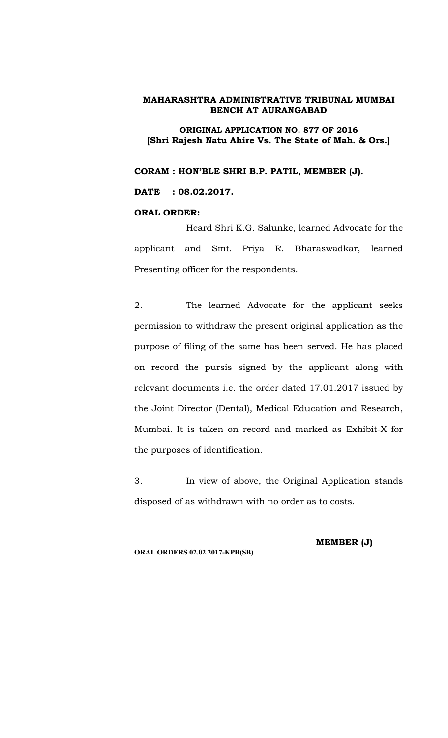**MAHARASHTRA ADMINISTRATIVE TRIBUNAL MUMBAI BENCH AT AURANGABAD**

**ORIGINAL APPLICATION NO. 877 OF 2016**
**[Shri Rajesh Natu Ahire Vs. The State of Mah. & Ors.]**

**CORAM : HON'BLE SHRI B.P. PATIL, MEMBER (J).**

**DATE : 08.02.2017.**

**ORAL ORDER:**

Heard Shri K.G. Salunke, learned Advocate for the applicant and Smt. Priya R. Bharaswadkar, learned Presenting officer for the respondents.

2. The learned Advocate for the applicant seeks permission to withdraw the present original application as the purpose of filing of the same has been served. He has placed on record the pursis signed by the applicant along with relevant documents i.e. the order dated 17.01.2017 issued by the Joint Director (Dental), Medical Education and Research, Mumbai. It is taken on record and marked as Exhibit-X for the purposes of identification.

3. In view of above, the Original Application stands disposed of as withdrawn with no order as to costs.

**MEMBER (J)**

**ORAL ORDERS 02.02.2017-KPB(SB)**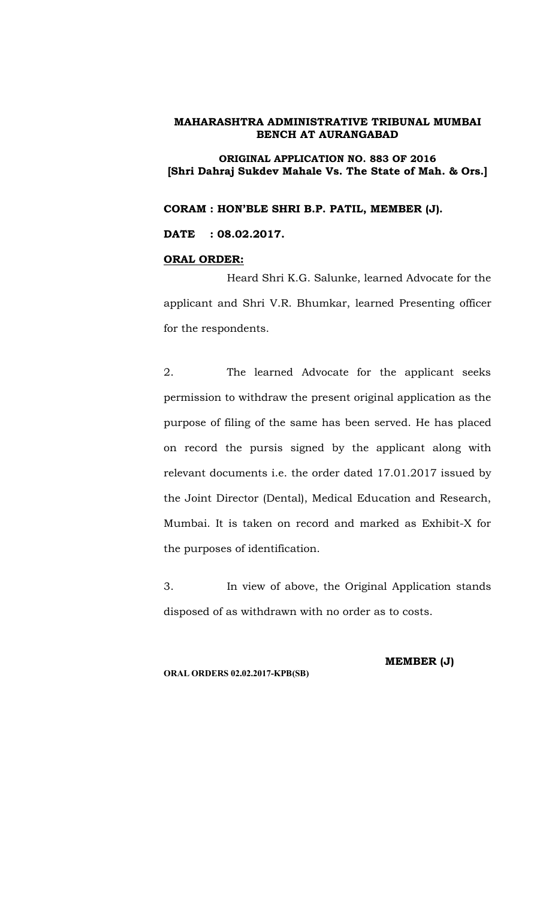**MAHARASHTRA ADMINISTRATIVE TRIBUNAL MUMBAI BENCH AT AURANGABAD**

**ORIGINAL APPLICATION NO. 883 OF 2016**
**[Shri Dahraj Sukdev Mahale Vs. The State of Mah. & Ors.]**

**CORAM : HON'BLE SHRI B.P. PATIL, MEMBER (J).**

**DATE : 08.02.2017.**

**ORAL ORDER:**

Heard Shri K.G. Salunke, learned Advocate for the applicant and Shri V.R. Bhumkar, learned Presenting officer for the respondents.

2. The learned Advocate for the applicant seeks permission to withdraw the present original application as the purpose of filing of the same has been served. He has placed on record the pursis signed by the applicant along with relevant documents i.e. the order dated 17.01.2017 issued by the Joint Director (Dental), Medical Education and Research, Mumbai. It is taken on record and marked as Exhibit-X for the purposes of identification.

3. In view of above, the Original Application stands disposed of as withdrawn with no order as to costs.

**MEMBER (J)**

**ORAL ORDERS 02.02.2017-KPB(SB)**